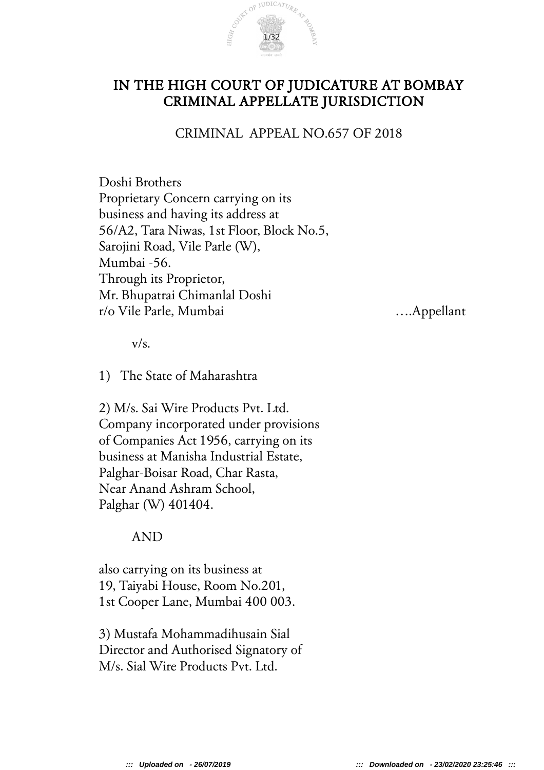# IN THE HIGH COURT OF JUDICATURE AT BOMBAY
# CRIMINAL APPELLATE JURISDICTION

CRIMINAL APPEAL NO.657 OF 2018

Doshi Brothers
Proprietary Concern carrying on its
business and having its address at
56/A2, Tara Niwas, 1st Floor, Block No.5,
Sarojini Road, Vile Parle (W),
Mumbai -56.
Through its Proprietor,
Mr. Bhupatrai Chimanlal Doshi
r/o Vile Parle, Mumbai ….Appellant

v/s.

1) The State of Maharashtra

2) M/s. Sai Wire Products Pvt. Ltd.
Company incorporated under provisions
of Companies Act 1956, carrying on its
business at Manisha Industrial Estate,
Palghar-Boisar Road, Char Rasta,
Near Anand Ashram School,
Palghar (W) 401404.

AND

also carrying on its business at
19, Taiyabi House, Room No.201,
1st Cooper Lane, Mumbai 400 003.

3) Mustafa Mohammadihusain Sial
Director and Authorised Signatory of
M/s. Sial Wire Products Pvt. Ltd.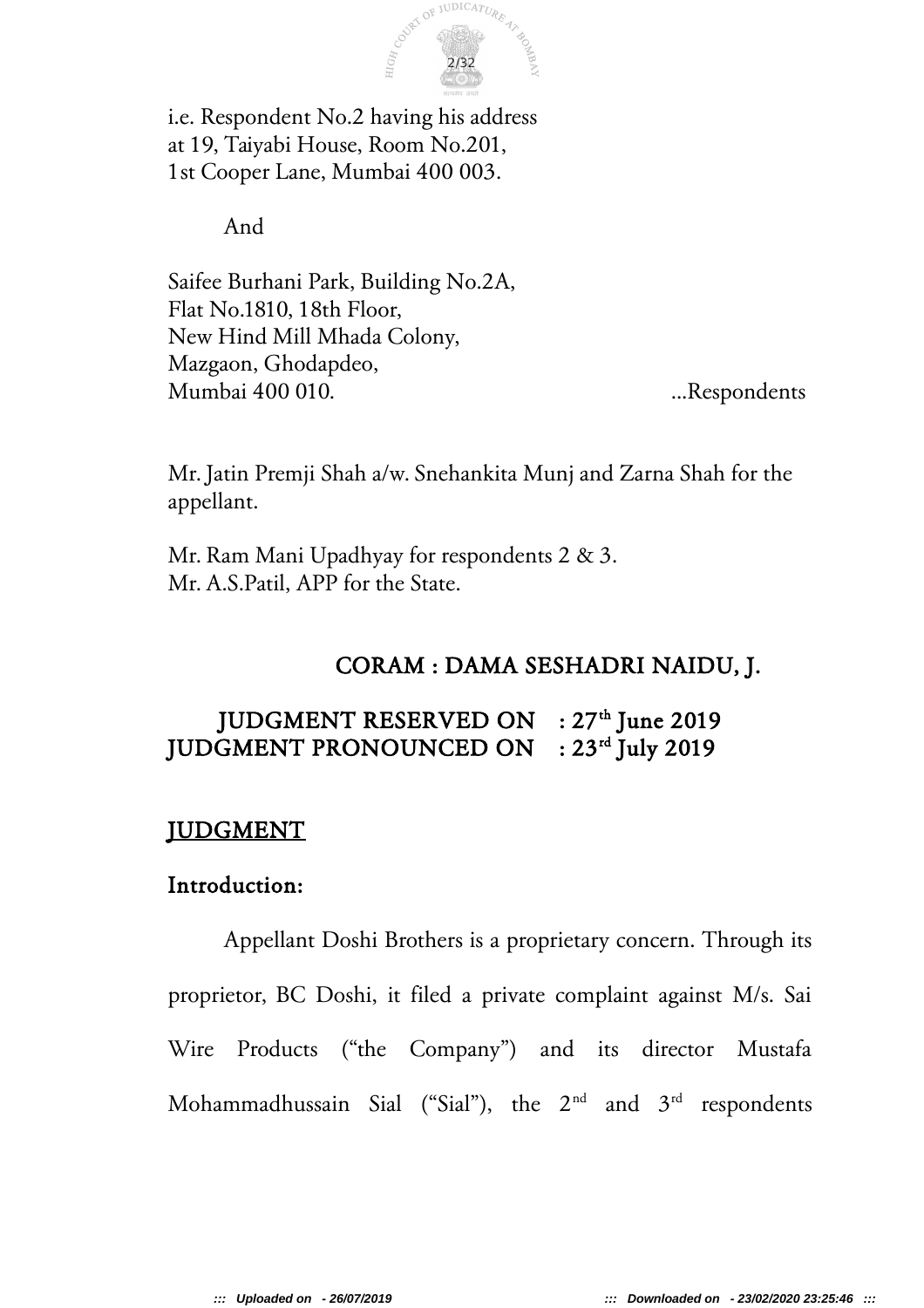i.e. Respondent No.2 having his address at 19, Taiyabi House, Room No.201, 1st Cooper Lane, Mumbai 400 003.

And

Saifee Burhani Park, Building No.2A,
Flat No.1810, 18th Floor,
New Hind Mill Mhada Colony,
Mazgaon, Ghodapdeo,
Mumbai 400 010. ...Respondents

Mr. Jatin Premji Shah a/w. Snehankita Munj and Zarna Shah for the appellant.

Mr. Ram Mani Upadhyay for respondents 2 & 3.
Mr. A.S.Patil, APP for the State.

**CORAM : DAMA SESHADRI NAIDU, J.**

**JUDGMENT RESERVED ON : 27th June 2019**
**JUDGMENT PRONOUNCED ON : 23rd July 2019**

## JUDGMENT

### Introduction:

Appellant Doshi Brothers is a proprietary concern. Through its proprietor, BC Doshi, it filed a private complaint against M/s. Sai Wire Products ("the Company") and its director Mustafa Mohammadhussain Sial ("Sial"), the 2nd and 3rd respondents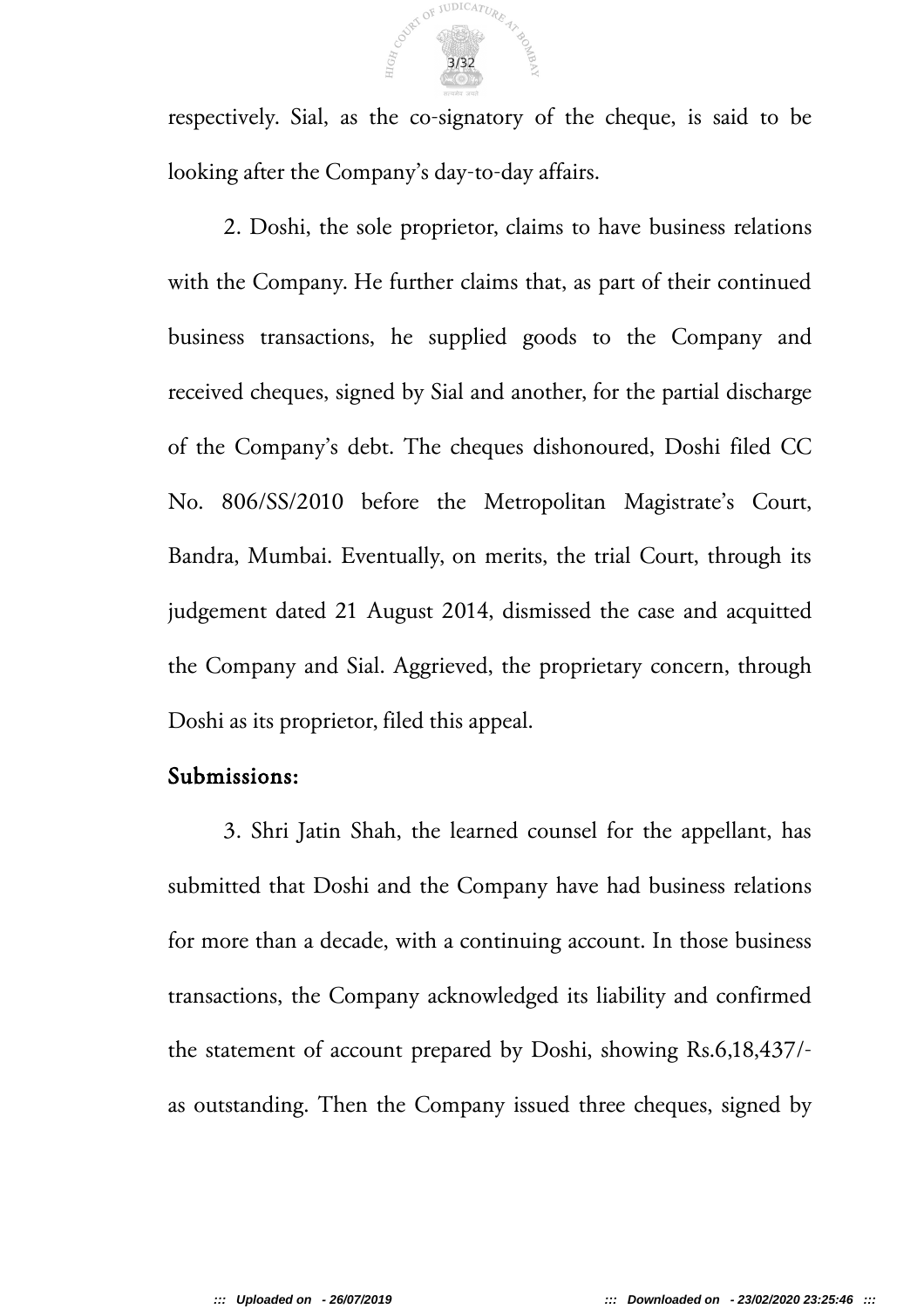respectively. Sial, as the co-signatory of the cheque, is said to be looking after the Company's day-to-day affairs.

2. Doshi, the sole proprietor, claims to have business relations with the Company. He further claims that, as part of their continued business transactions, he supplied goods to the Company and received cheques, signed by Sial and another, for the partial discharge of the Company's debt. The cheques dishonoured, Doshi filed CC No. 806/SS/2010 before the Metropolitan Magistrate's Court, Bandra, Mumbai. Eventually, on merits, the trial Court, through its judgement dated 21 August 2014, dismissed the case and acquitted the Company and Sial. Aggrieved, the proprietary concern, through Doshi as its proprietor, filed this appeal.

## Submissions:

3. Shri Jatin Shah, the learned counsel for the appellant, has submitted that Doshi and the Company have had business relations for more than a decade, with a continuing account. In those business transactions, the Company acknowledged its liability and confirmed the statement of account prepared by Doshi, showing Rs.6,18,437/- as outstanding. Then the Company issued three cheques, signed by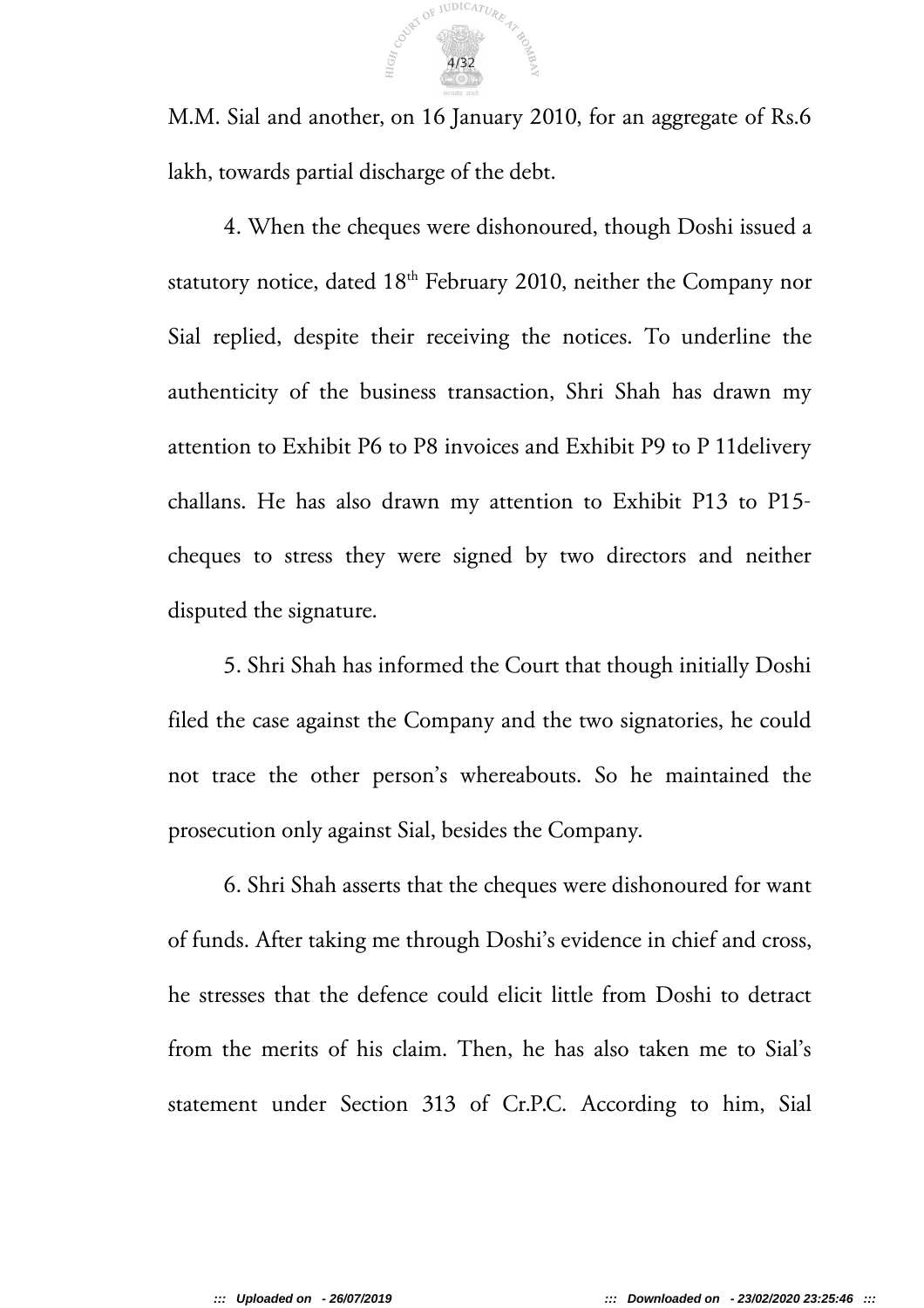M.M. Sial and another, on 16 January 2010, for an aggregate of Rs.6 lakh, towards partial discharge of the debt.

4. When the cheques were dishonoured, though Doshi issued a statutory notice, dated 18th February 2010, neither the Company nor Sial replied, despite their receiving the notices. To underline the authenticity of the business transaction, Shri Shah has drawn my attention to Exhibit P6 to P8 invoices and Exhibit P9 to P 11delivery challans. He has also drawn my attention to Exhibit P13 to P15-cheques to stress they were signed by two directors and neither disputed the signature.

5. Shri Shah has informed the Court that though initially Doshi filed the case against the Company and the two signatories, he could not trace the other person's whereabouts. So he maintained the prosecution only against Sial, besides the Company.

6. Shri Shah asserts that the cheques were dishonoured for want of funds. After taking me through Doshi's evidence in chief and cross, he stresses that the defence could elicit little from Doshi to detract from the merits of his claim. Then, he has also taken me to Sial's statement under Section 313 of Cr.P.C. According to him, Sial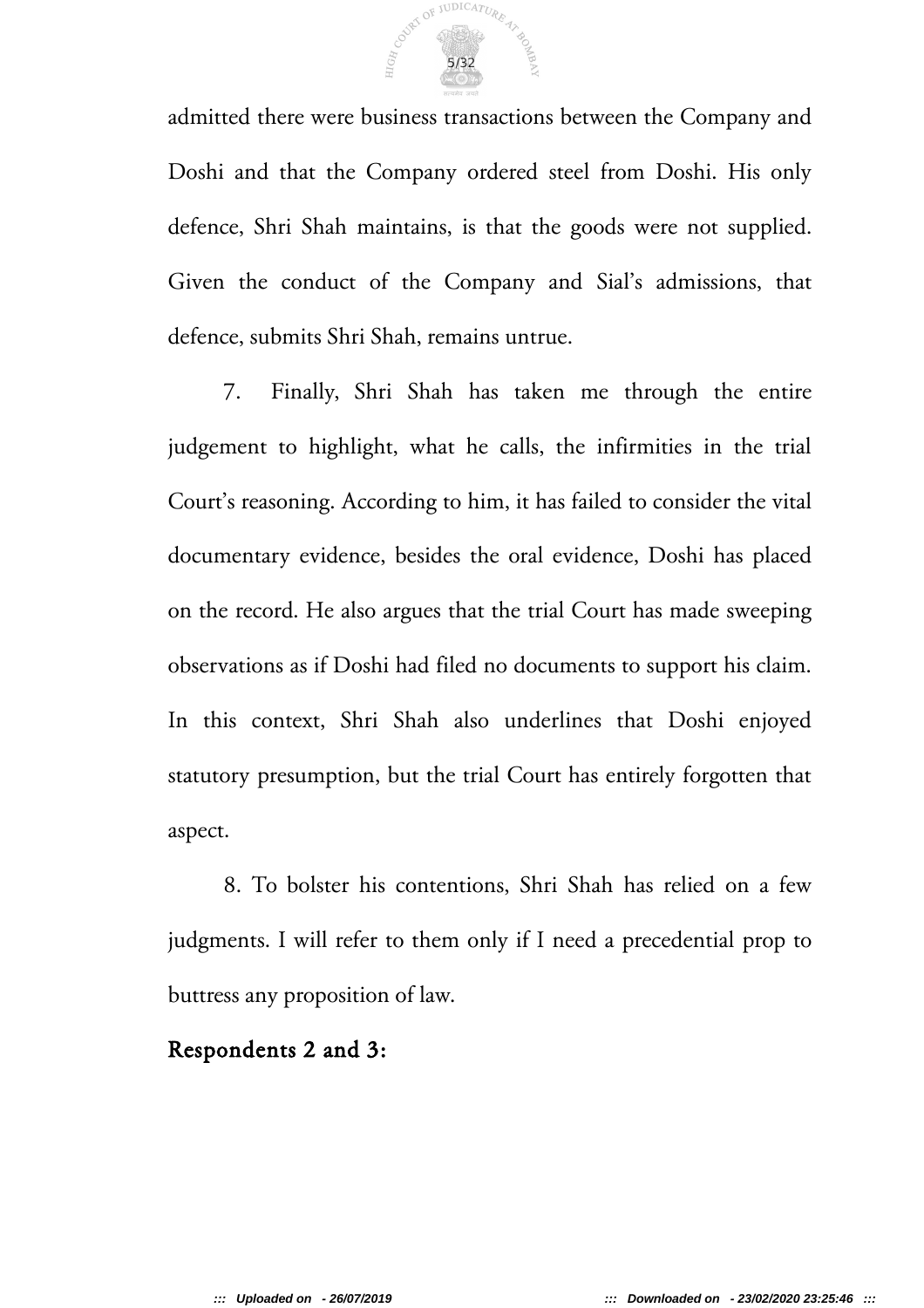admitted there were business transactions between the Company and Doshi and that the Company ordered steel from Doshi. His only defence, Shri Shah maintains, is that the goods were not supplied. Given the conduct of the Company and Sial's admissions, that defence, submits Shri Shah, remains untrue.

7. Finally, Shri Shah has taken me through the entire judgement to highlight, what he calls, the infirmities in the trial Court's reasoning. According to him, it has failed to consider the vital documentary evidence, besides the oral evidence, Doshi has placed on the record. He also argues that the trial Court has made sweeping observations as if Doshi had filed no documents to support his claim. In this context, Shri Shah also underlines that Doshi enjoyed statutory presumption, but the trial Court has entirely forgotten that aspect.

8. To bolster his contentions, Shri Shah has relied on a few judgments. I will refer to them only if I need a precedential prop to buttress any proposition of law.

**Respondents 2 and 3:**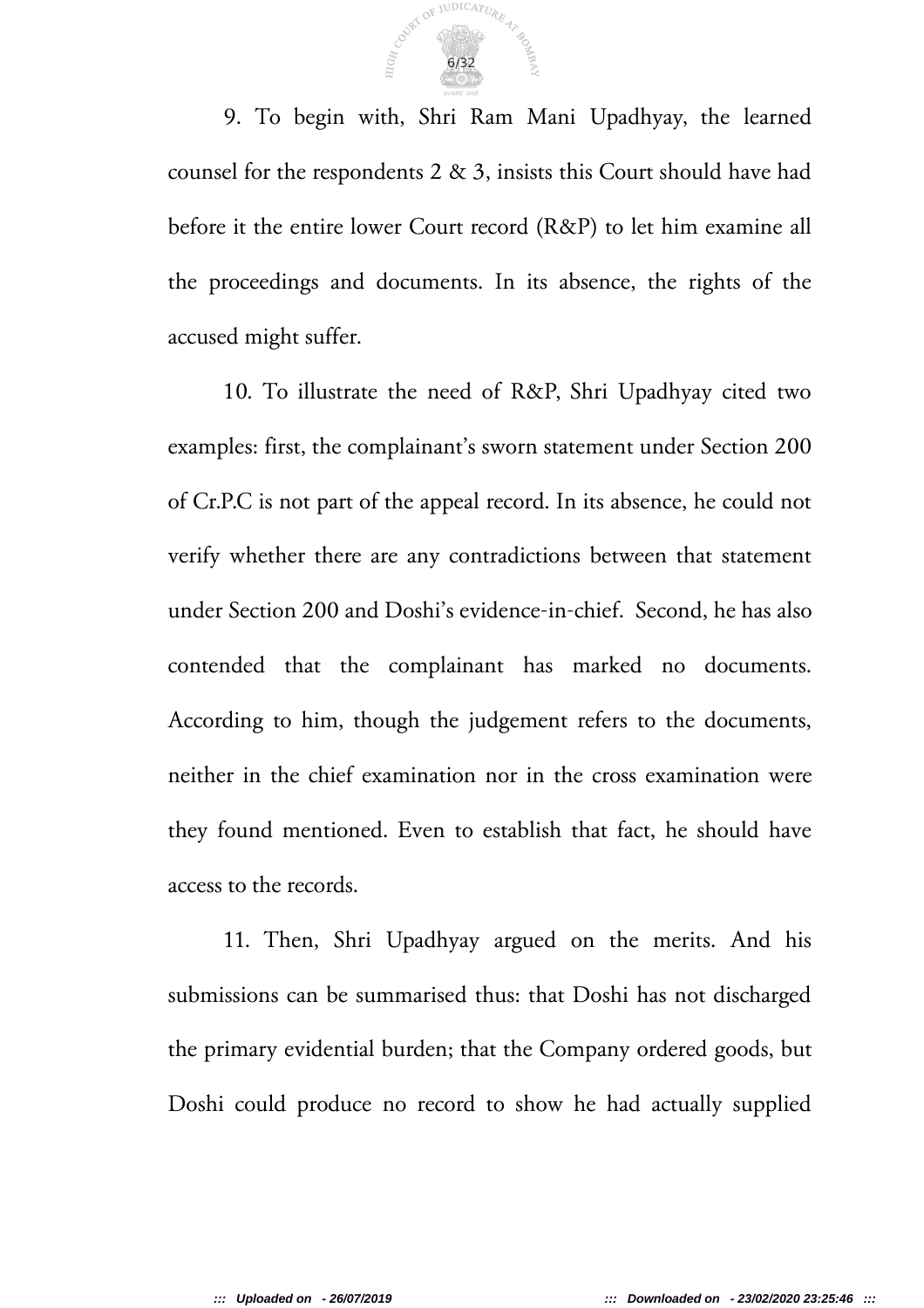9. To begin with, Shri Ram Mani Upadhyay, the learned counsel for the respondents 2 & 3, insists this Court should have had before it the entire lower Court record (R&P) to let him examine all the proceedings and documents. In its absence, the rights of the accused might suffer.

10. To illustrate the need of R&P, Shri Upadhyay cited two examples: first, the complainant's sworn statement under Section 200 of Cr.P.C is not part of the appeal record. In its absence, he could not verify whether there are any contradictions between that statement under Section 200 and Doshi's evidence-in-chief. Second, he has also contended that the complainant has marked no documents. According to him, though the judgement refers to the documents, neither in the chief examination nor in the cross examination were they found mentioned. Even to establish that fact, he should have access to the records.

11. Then, Shri Upadhyay argued on the merits. And his submissions can be summarised thus: that Doshi has not discharged the primary evidential burden; that the Company ordered goods, but Doshi could produce no record to show he had actually supplied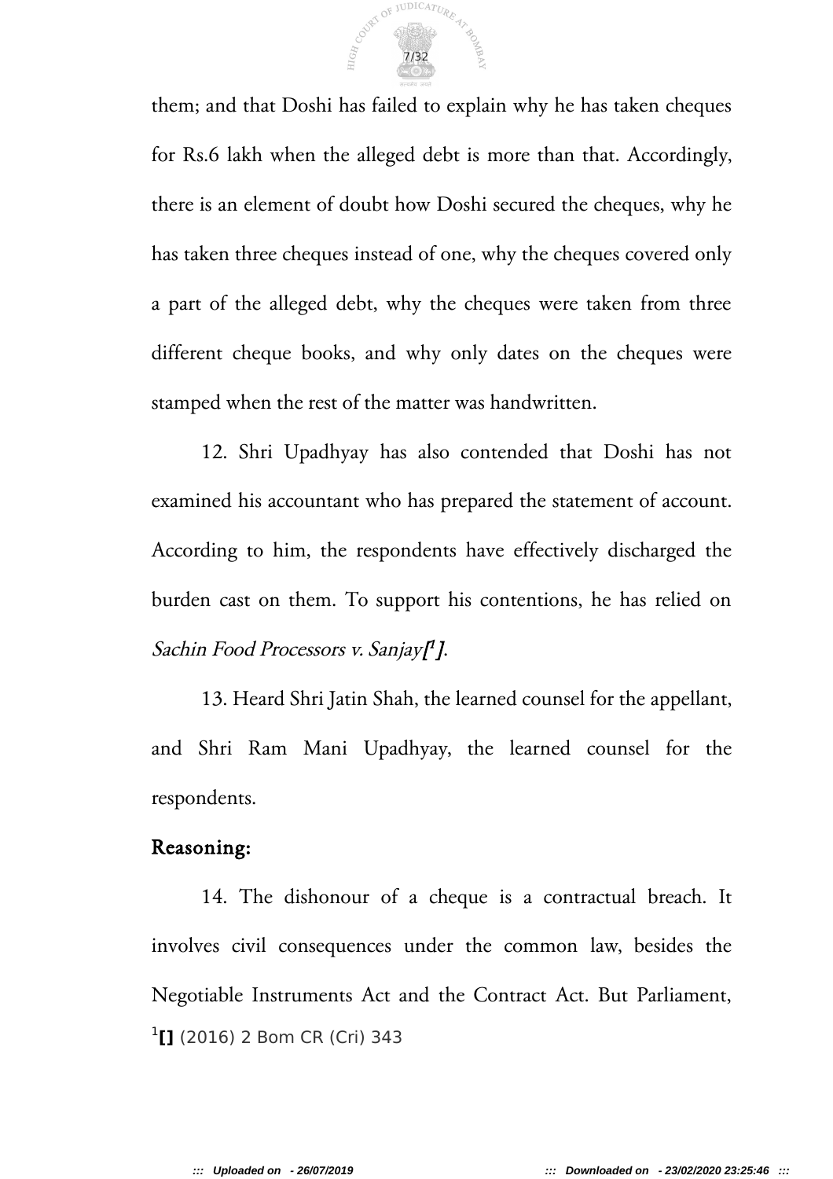them; and that Doshi has failed to explain why he has taken cheques for Rs.6 lakh when the alleged debt is more than that. Accordingly, there is an element of doubt how Doshi secured the cheques, why he has taken three cheques instead of one, why the cheques covered only a part of the alleged debt, why the cheques were taken from three different cheque books, and why only dates on the cheques were stamped when the rest of the matter was handwritten.

12. Shri Upadhyay has also contended that Doshi has not examined his accountant who has prepared the statement of account. According to him, the respondents have effectively discharged the burden cast on them. To support his contentions, he has relied on *Sachin Food Processors v. Sanjay*[1].

13. Heard Shri Jatin Shah, the learned counsel for the appellant, and Shri Ram Mani Upadhyay, the learned counsel for the respondents.

## Reasoning:

14. The dishonour of a cheque is a contractual breach. It involves civil consequences under the common law, besides the Negotiable Instruments Act and the Contract Act. But Parliament,

[1] (2016) 2 Bom CR (Cri) 343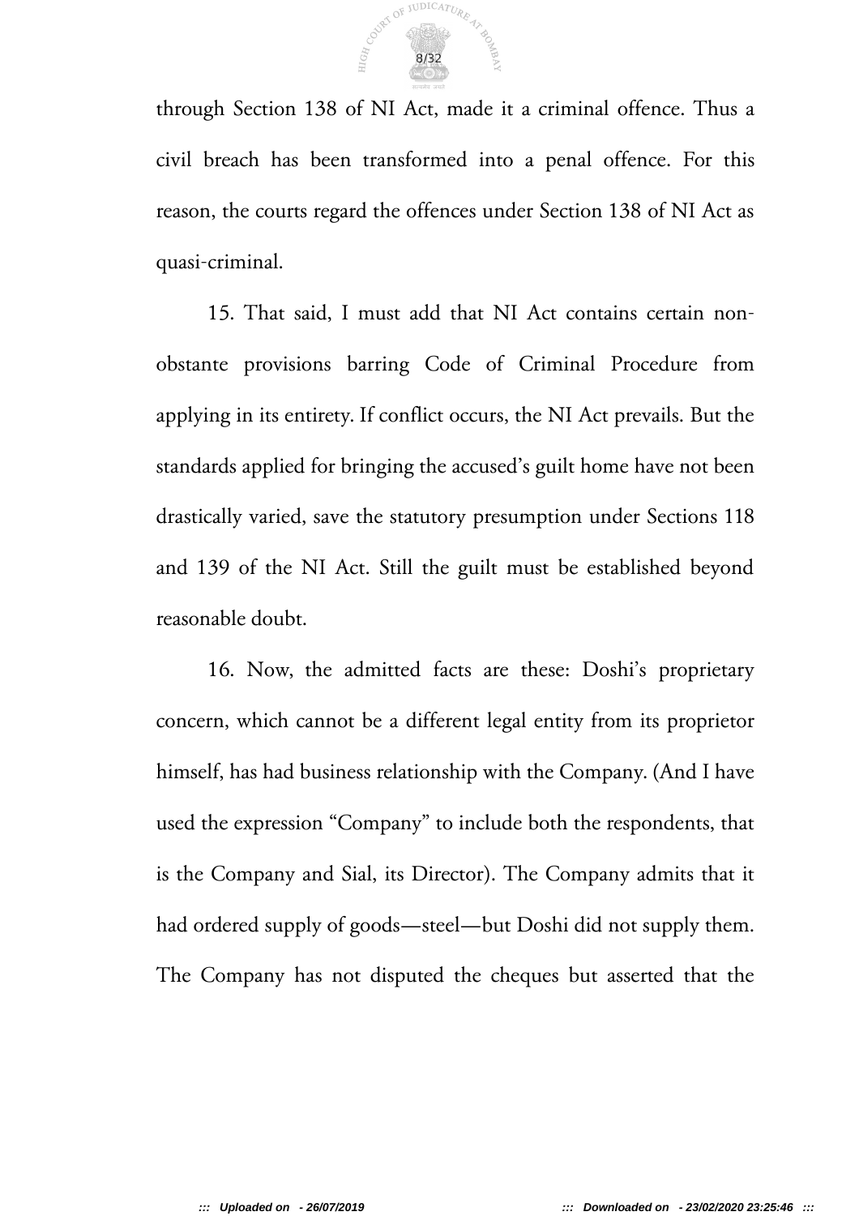through Section 138 of NI Act, made it a criminal offence. Thus a civil breach has been transformed into a penal offence. For this reason, the courts regard the offences under Section 138 of NI Act as quasi-criminal.

15. That said, I must add that NI Act contains certain non-obstante provisions barring Code of Criminal Procedure from applying in its entirety. If conflict occurs, the NI Act prevails. But the standards applied for bringing the accused's guilt home have not been drastically varied, save the statutory presumption under Sections 118 and 139 of the NI Act. Still the guilt must be established beyond reasonable doubt.

16. Now, the admitted facts are these: Doshi's proprietary concern, which cannot be a different legal entity from its proprietor himself, has had business relationship with the Company. (And I have used the expression "Company" to include both the respondents, that is the Company and Sial, its Director). The Company admits that it had ordered supply of goods—steel—but Doshi did not supply them. The Company has not disputed the cheques but asserted that the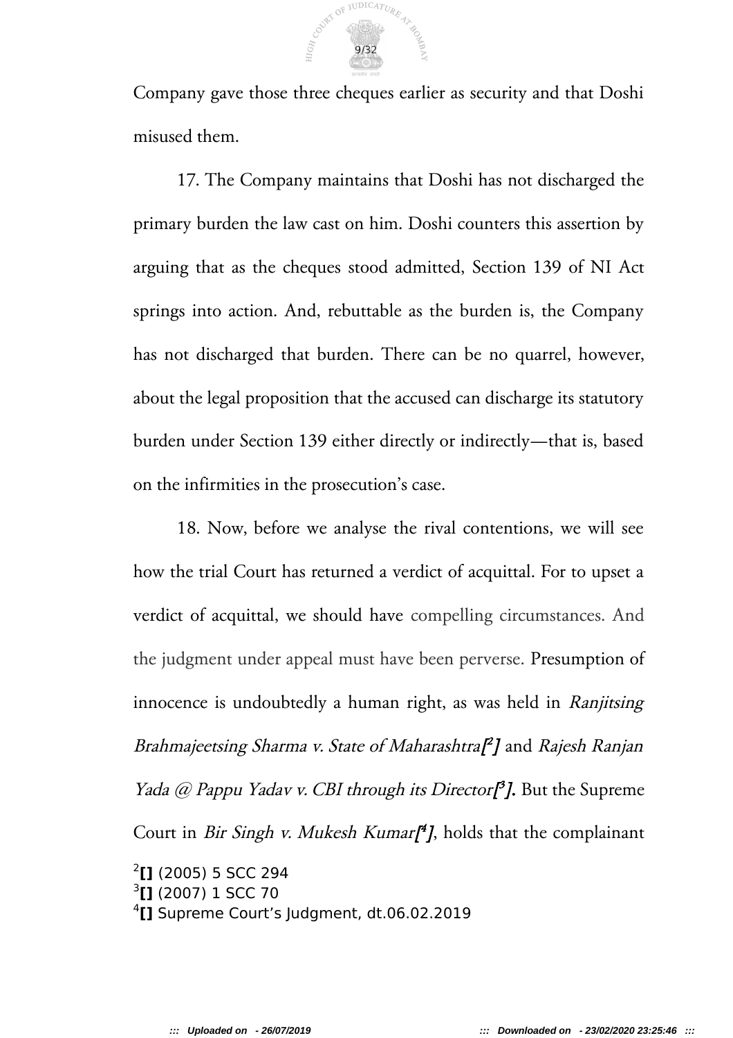Company gave those three cheques earlier as security and that Doshi misused them.

17. The Company maintains that Doshi has not discharged the primary burden the law cast on him. Doshi counters this assertion by arguing that as the cheques stood admitted, Section 139 of NI Act springs into action. And, rebuttable as the burden is, the Company has not discharged that burden. There can be no quarrel, however, about the legal proposition that the accused can discharge its statutory burden under Section 139 either directly or indirectly—that is, based on the infirmities in the prosecution's case.

18. Now, before we analyse the rival contentions, we will see how the trial Court has returned a verdict of acquittal. For to upset a verdict of acquittal, we should have compelling circumstances. And the judgment under appeal must have been perverse. Presumption of innocence is undoubtedly a human right, as was held in *Ranjitsing Brahmajeetsing Sharma v. State of Maharashtra*[2] and *Rajesh Ranjan Yada @ Pappu Yadav v. CBI through its Director*[3]. But the Supreme Court in *Bir Singh v. Mukesh Kumar*[4], holds that the complainant

[2] **[]** (2005) 5 SCC 294
[3] **[]** (2007) 1 SCC 70
[4] **[]** Supreme Court's Judgment, dt.06.02.2019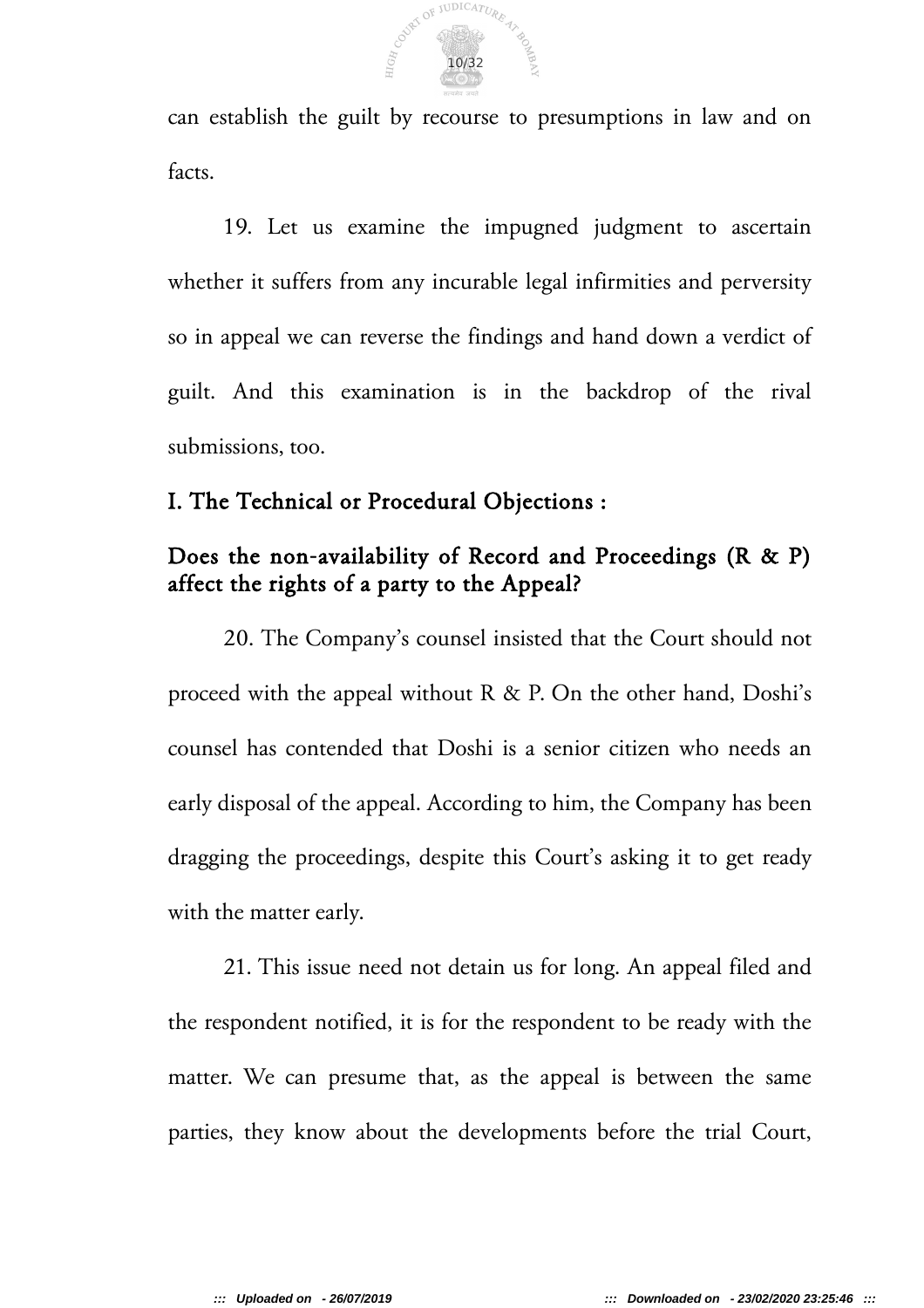can establish the guilt by recourse to presumptions in law and on facts.

19. Let us examine the impugned judgment to ascertain whether it suffers from any incurable legal infirmities and perversity so in appeal we can reverse the findings and hand down a verdict of guilt. And this examination is in the backdrop of the rival submissions, too.

## I. The Technical or Procedural Objections :

### Does the non-availability of Record and Proceedings (R & P) affect the rights of a party to the Appeal?

20. The Company's counsel insisted that the Court should not proceed with the appeal without R & P. On the other hand, Doshi's counsel has contended that Doshi is a senior citizen who needs an early disposal of the appeal. According to him, the Company has been dragging the proceedings, despite this Court's asking it to get ready with the matter early.

21. This issue need not detain us for long. An appeal filed and the respondent notified, it is for the respondent to be ready with the matter. We can presume that, as the appeal is between the same parties, they know about the developments before the trial Court,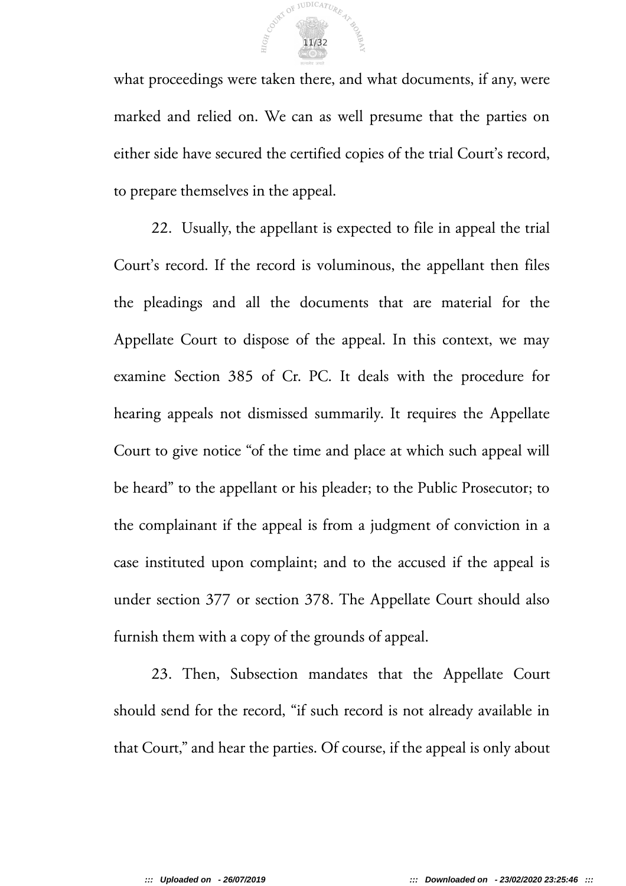what proceedings were taken there, and what documents, if any, were marked and relied on. We can as well presume that the parties on either side have secured the certified copies of the trial Court's record, to prepare themselves in the appeal.

22. Usually, the appellant is expected to file in appeal the trial Court's record. If the record is voluminous, the appellant then files the pleadings and all the documents that are material for the Appellate Court to dispose of the appeal. In this context, we may examine Section 385 of Cr. PC. It deals with the procedure for hearing appeals not dismissed summarily. It requires the Appellate Court to give notice "of the time and place at which such appeal will be heard" to the appellant or his pleader; to the Public Prosecutor; to the complainant if the appeal is from a judgment of conviction in a case instituted upon complaint; and to the accused if the appeal is under section 377 or section 378. The Appellate Court should also furnish them with a copy of the grounds of appeal.

23. Then, Subsection mandates that the Appellate Court should send for the record, "if such record is not already available in that Court," and hear the parties. Of course, if the appeal is only about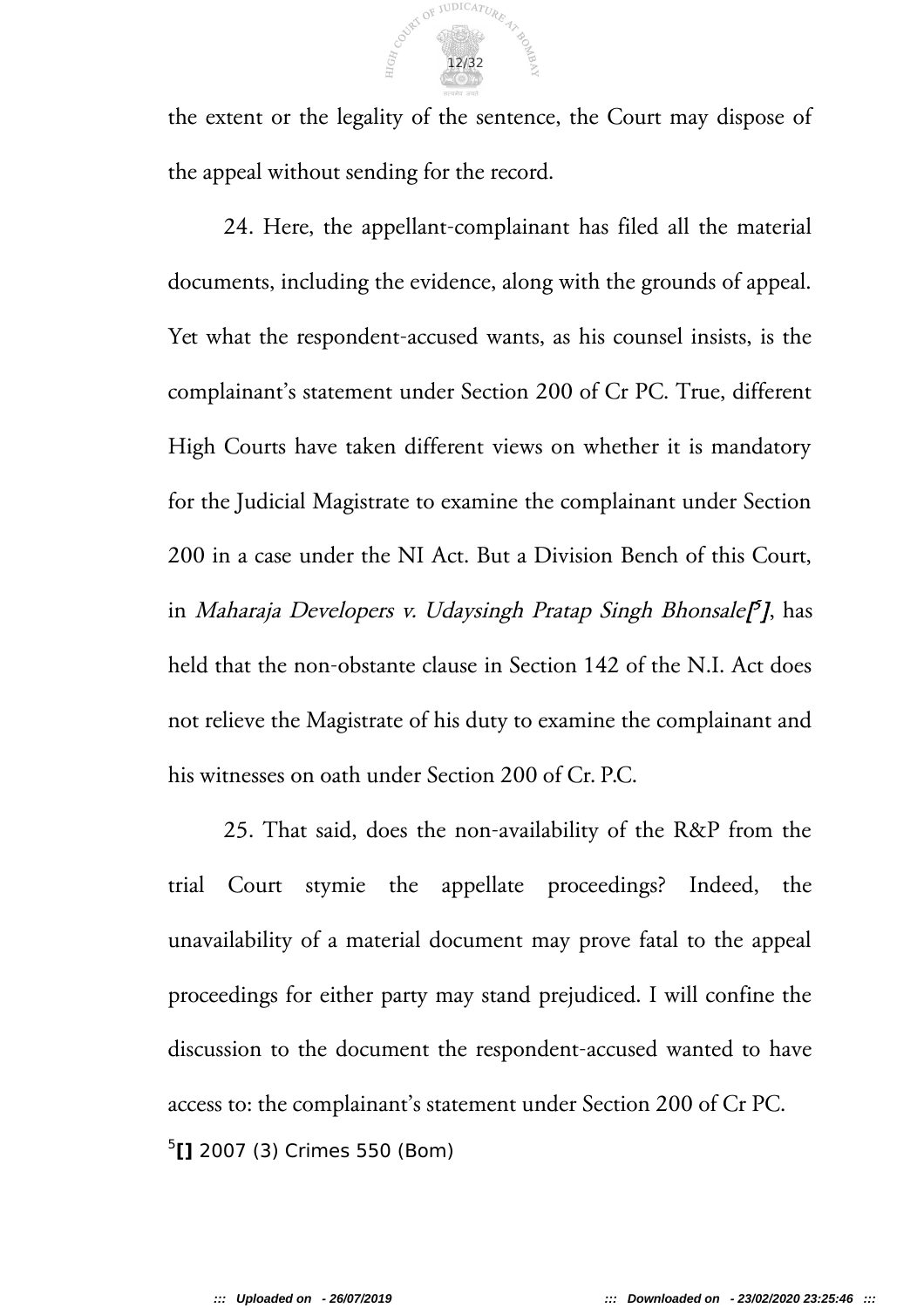the extent or the legality of the sentence, the Court may dispose of the appeal without sending for the record.

24. Here, the appellant-complainant has filed all the material documents, including the evidence, along with the grounds of appeal. Yet what the respondent-accused wants, as his counsel insists, is the complainant's statement under Section 200 of Cr PC. True, different High Courts have taken different views on whether it is mandatory for the Judicial Magistrate to examine the complainant under Section 200 in a case under the NI Act. But a Division Bench of this Court, in *Maharaja Developers v. Udaysingh Pratap Singh Bhonsale*[5], has held that the non-obstante clause in Section 142 of the N.I. Act does not relieve the Magistrate of his duty to examine the complainant and his witnesses on oath under Section 200 of Cr. P.C.

25. That said, does the non-availability of the R&P from the trial Court stymie the appellate proceedings? Indeed, the unavailability of a material document may prove fatal to the appeal proceedings for either party may stand prejudiced. I will confine the discussion to the document the respondent-accused wanted to have access to: the complainant's statement under Section 200 of Cr PC.

[5] 2007 (3) Crimes 550 (Bom)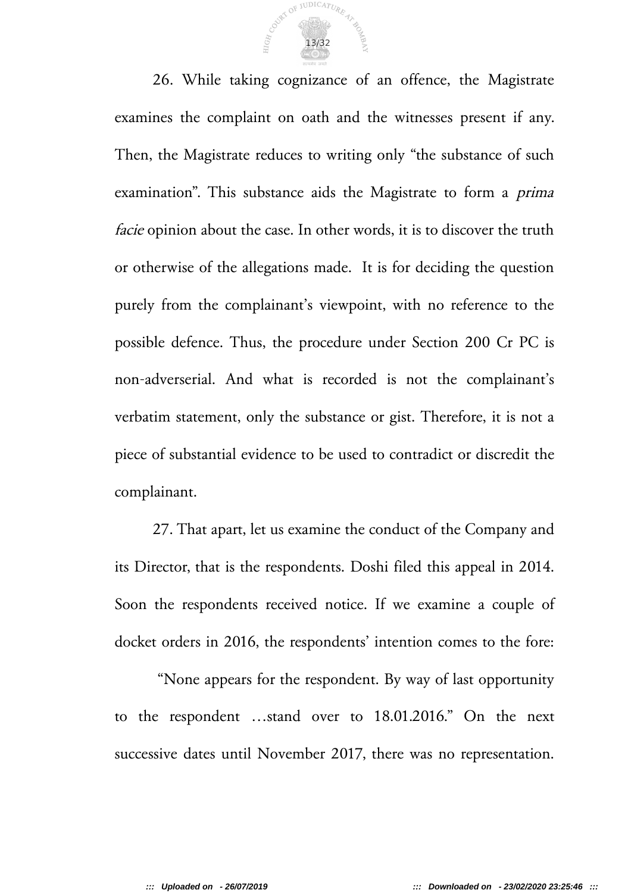26. While taking cognizance of an offence, the Magistrate examines the complaint on oath and the witnesses present if any. Then, the Magistrate reduces to writing only "the substance of such examination". This substance aids the Magistrate to form a *prima facie* opinion about the case. In other words, it is to discover the truth or otherwise of the allegations made. It is for deciding the question purely from the complainant's viewpoint, with no reference to the possible defence. Thus, the procedure under Section 200 Cr PC is non-adverserial. And what is recorded is not the complainant's verbatim statement, only the substance or gist. Therefore, it is not a piece of substantial evidence to be used to contradict or discredit the complainant.

27. That apart, let us examine the conduct of the Company and its Director, that is the respondents. Doshi filed this appeal in 2014. Soon the respondents received notice. If we examine a couple of docket orders in 2016, the respondents' intention comes to the fore:

"None appears for the respondent. By way of last opportunity to the respondent …stand over to 18.01.2016." On the next successive dates until November 2017, there was no representation.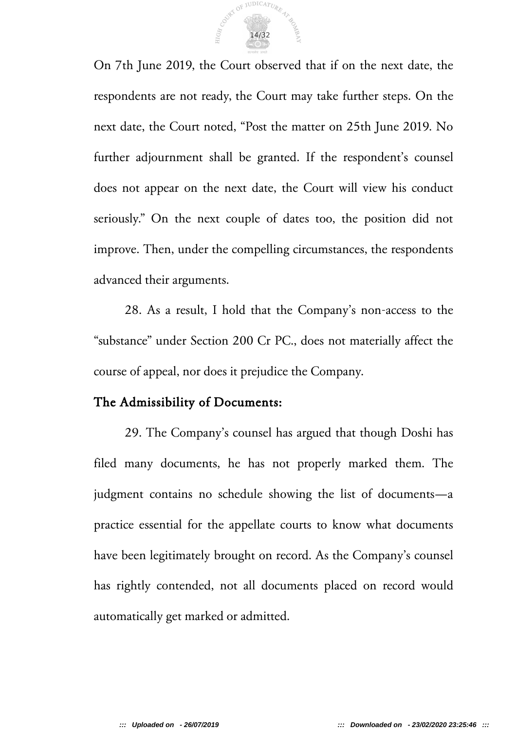On 7th June 2019, the Court observed that if on the next date, the respondents are not ready, the Court may take further steps. On the next date, the Court noted, "Post the matter on 25th June 2019. No further adjournment shall be granted. If the respondent's counsel does not appear on the next date, the Court will view his conduct seriously." On the next couple of dates too, the position did not improve. Then, under the compelling circumstances, the respondents advanced their arguments.

28. As a result, I hold that the Company's non-access to the "substance" under Section 200 Cr PC., does not materially affect the course of appeal, nor does it prejudice the Company.

## The Admissibility of Documents:

29. The Company's counsel has argued that though Doshi has filed many documents, he has not properly marked them. The judgment contains no schedule showing the list of documents—a practice essential for the appellate courts to know what documents have been legitimately brought on record. As the Company's counsel has rightly contended, not all documents placed on record would automatically get marked or admitted.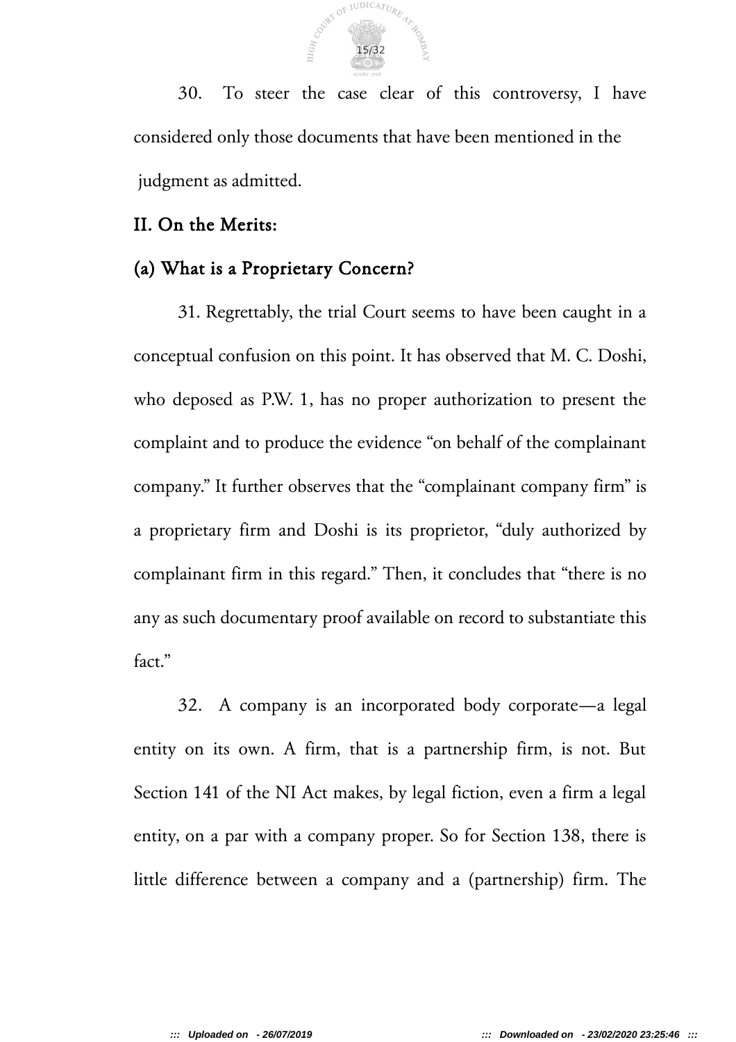30. To steer the case clear of this controversy, I have considered only those documents that have been mentioned in the judgment as admitted.

## II. On the Merits:

### (a) What is a Proprietary Concern?

31. Regrettably, the trial Court seems to have been caught in a conceptual confusion on this point. It has observed that M. C. Doshi, who deposed as P.W. 1, has no proper authorization to present the complaint and to produce the evidence "on behalf of the complainant company." It further observes that the "complainant company firm" is a proprietary firm and Doshi is its proprietor, "duly authorized by complainant firm in this regard." Then, it concludes that "there is no any as such documentary proof available on record to substantiate this fact."

32. A company is an incorporated body corporate—a legal entity on its own. A firm, that is a partnership firm, is not. But Section 141 of the NI Act makes, by legal fiction, even a firm a legal entity, on a par with a company proper. So for Section 138, there is little difference between a company and a (partnership) firm. The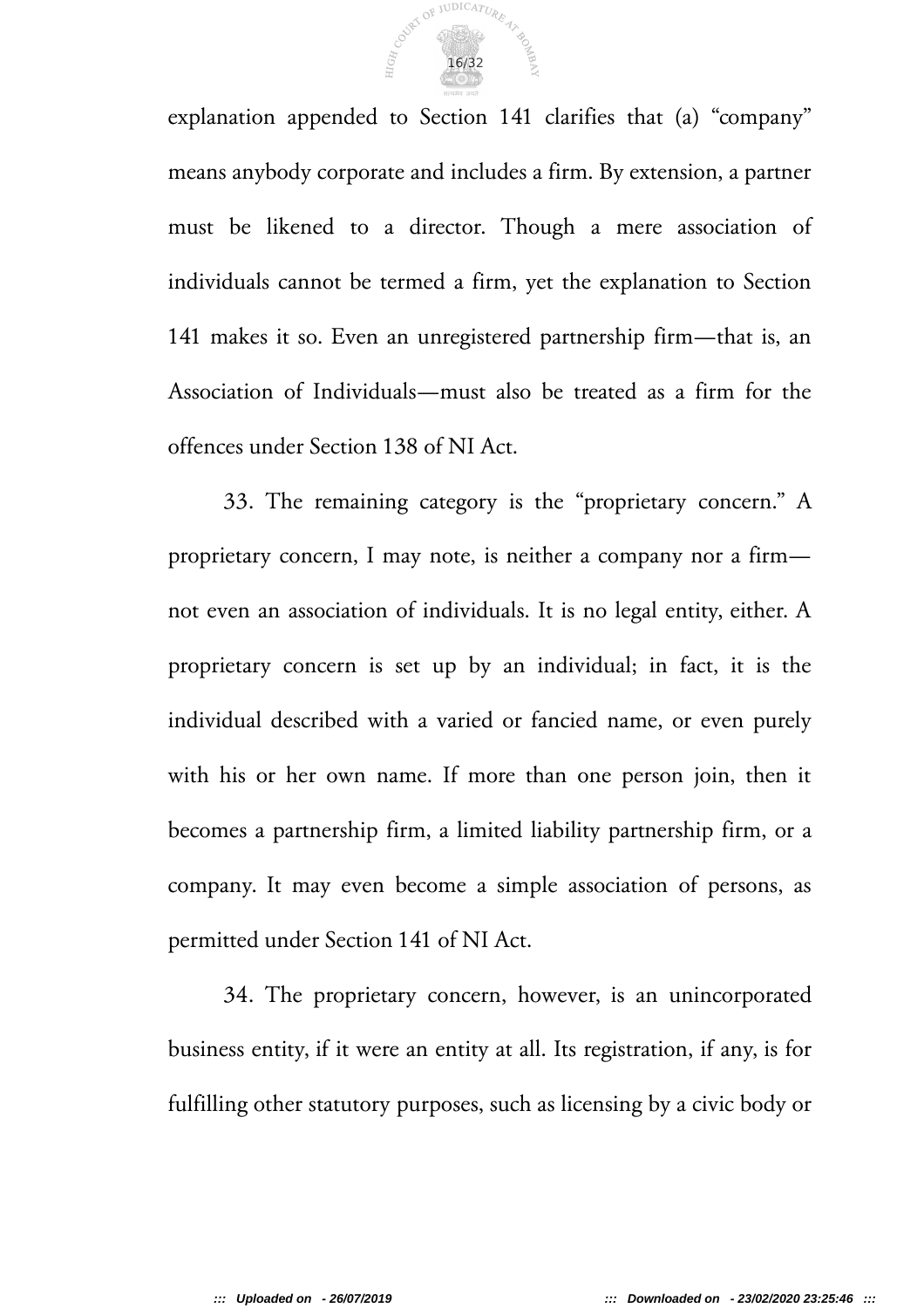explanation appended to Section 141 clarifies that (a) "company" means anybody corporate and includes a firm. By extension, a partner must be likened to a director. Though a mere association of individuals cannot be termed a firm, yet the explanation to Section 141 makes it so. Even an unregistered partnership firm—that is, an Association of Individuals—must also be treated as a firm for the offences under Section 138 of NI Act.

33. The remaining category is the "proprietary concern." A proprietary concern, I may note, is neither a company nor a firm—not even an association of individuals. It is no legal entity, either. A proprietary concern is set up by an individual; in fact, it is the individual described with a varied or fancied name, or even purely with his or her own name. If more than one person join, then it becomes a partnership firm, a limited liability partnership firm, or a company. It may even become a simple association of persons, as permitted under Section 141 of NI Act.

34. The proprietary concern, however, is an unincorporated business entity, if it were an entity at all. Its registration, if any, is for fulfilling other statutory purposes, such as licensing by a civic body or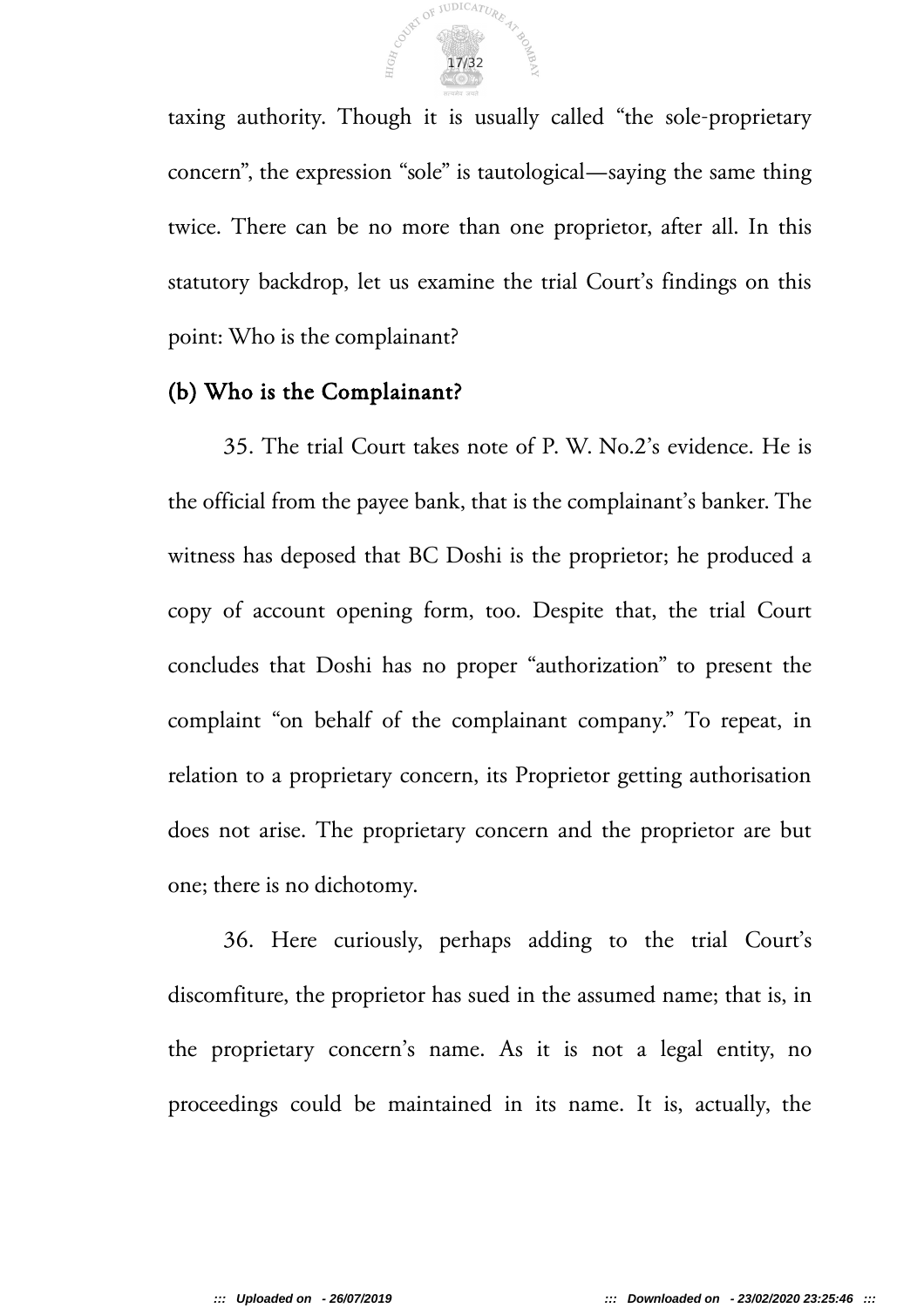taxing authority. Though it is usually called "the sole-proprietary concern", the expression "sole" is tautological—saying the same thing twice. There can be no more than one proprietor, after all. In this statutory backdrop, let us examine the trial Court's findings on this point: Who is the complainant?

### (b) Who is the Complainant?

35. The trial Court takes note of P. W. No.2's evidence. He is the official from the payee bank, that is the complainant's banker. The witness has deposed that BC Doshi is the proprietor; he produced a copy of account opening form, too. Despite that, the trial Court concludes that Doshi has no proper "authorization" to present the complaint "on behalf of the complainant company." To repeat, in relation to a proprietary concern, its Proprietor getting authorisation does not arise. The proprietary concern and the proprietor are but one; there is no dichotomy.

36. Here curiously, perhaps adding to the trial Court's discomfiture, the proprietor has sued in the assumed name; that is, in the proprietary concern's name. As it is not a legal entity, no proceedings could be maintained in its name. It is, actually, the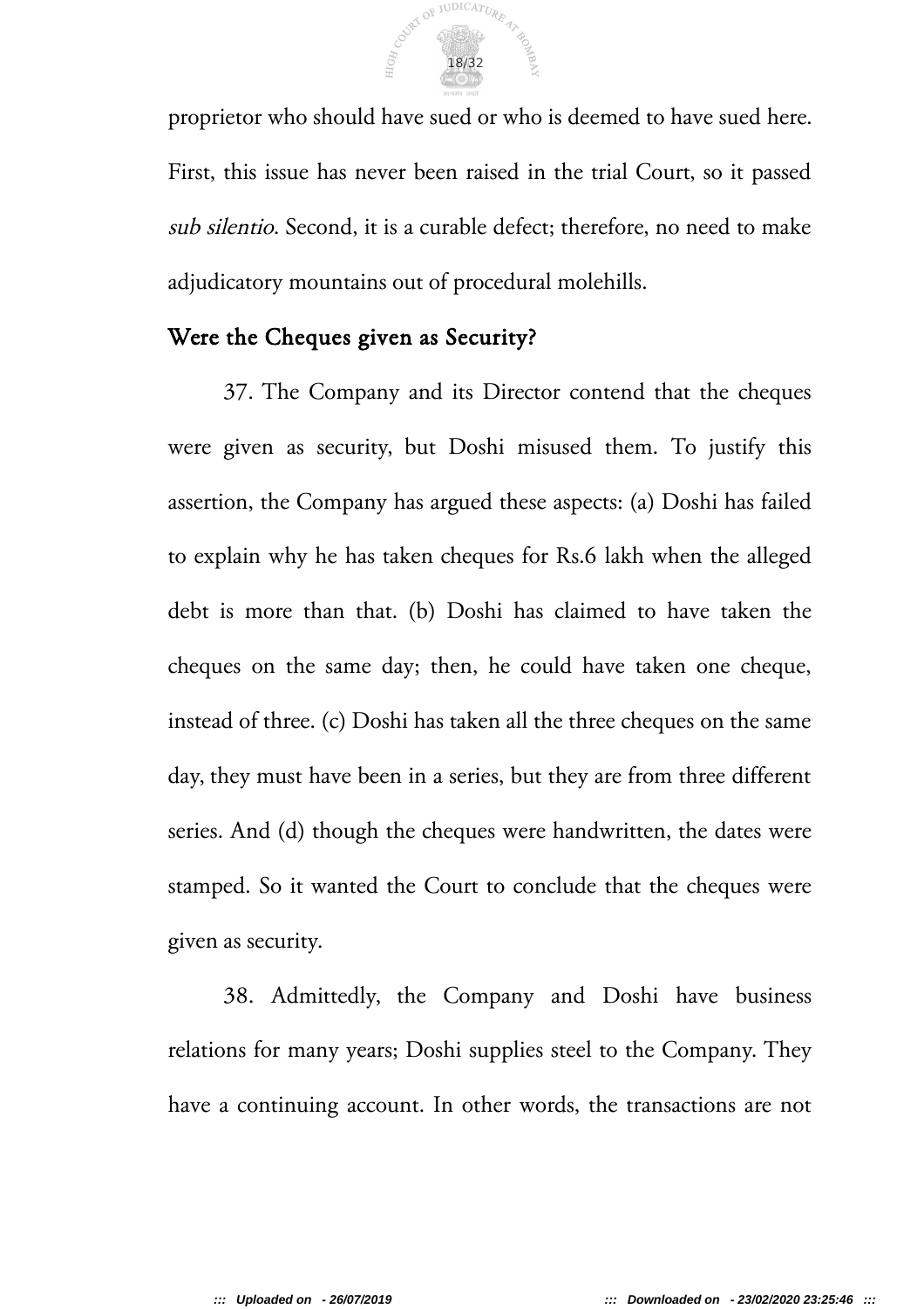proprietor who should have sued or who is deemed to have sued here. First, this issue has never been raised in the trial Court, so it passed *sub silentio*. Second, it is a curable defect; therefore, no need to make adjudicatory mountains out of procedural molehills.

## Were the Cheques given as Security?

37. The Company and its Director contend that the cheques were given as security, but Doshi misused them. To justify this assertion, the Company has argued these aspects: (a) Doshi has failed to explain why he has taken cheques for Rs.6 lakh when the alleged debt is more than that. (b) Doshi has claimed to have taken the cheques on the same day; then, he could have taken one cheque, instead of three. (c) Doshi has taken all the three cheques on the same day, they must have been in a series, but they are from three different series. And (d) though the cheques were handwritten, the dates were stamped. So it wanted the Court to conclude that the cheques were given as security.

38. Admittedly, the Company and Doshi have business relations for many years; Doshi supplies steel to the Company. They have a continuing account. In other words, the transactions are not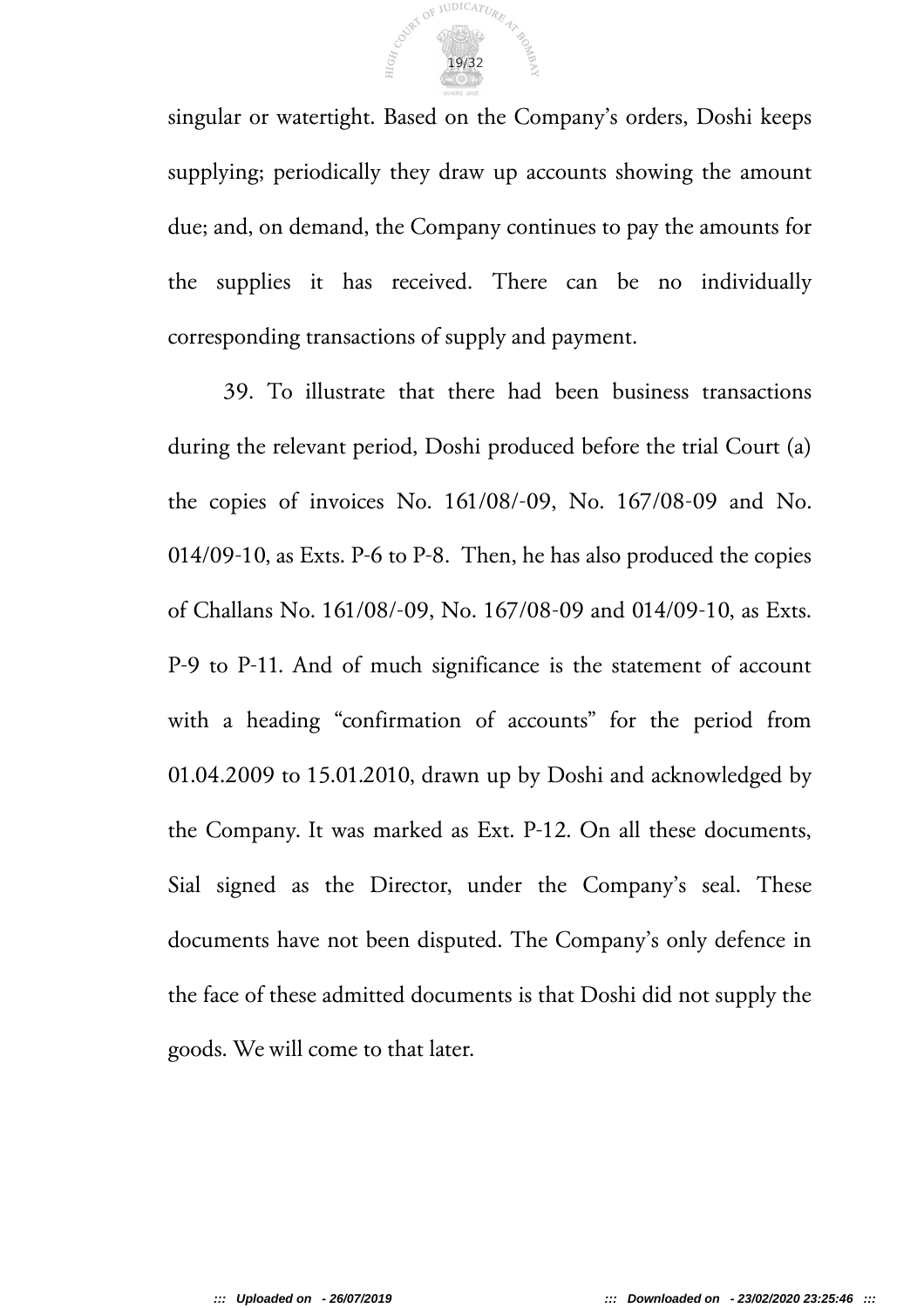singular or watertight. Based on the Company's orders, Doshi keeps supplying; periodically they draw up accounts showing the amount due; and, on demand, the Company continues to pay the amounts for the supplies it has received. There can be no individually corresponding transactions of supply and payment.

39. To illustrate that there had been business transactions during the relevant period, Doshi produced before the trial Court (a) the copies of invoices No. 161/08/-09, No. 167/08-09 and No. 014/09-10, as Exts. P-6 to P-8. Then, he has also produced the copies of Challans No. 161/08/-09, No. 167/08-09 and 014/09-10, as Exts. P-9 to P-11. And of much significance is the statement of account with a heading "confirmation of accounts" for the period from 01.04.2009 to 15.01.2010, drawn up by Doshi and acknowledged by the Company. It was marked as Ext. P-12. On all these documents, Sial signed as the Director, under the Company's seal. These documents have not been disputed. The Company's only defence in the face of these admitted documents is that Doshi did not supply the goods. We will come to that later.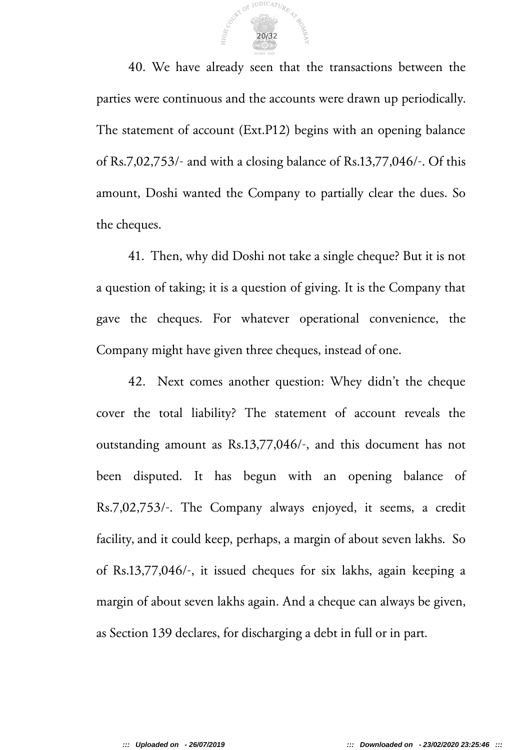40. We have already seen that the transactions between the parties were continuous and the accounts were drawn up periodically. The statement of account (Ext.P12) begins with an opening balance of Rs.7,02,753/- and with a closing balance of Rs.13,77,046/-. Of this amount, Doshi wanted the Company to partially clear the dues. So the cheques.

41. Then, why did Doshi not take a single cheque? But it is not a question of taking; it is a question of giving. It is the Company that gave the cheques. For whatever operational convenience, the Company might have given three cheques, instead of one.

42. Next comes another question: Whey didn't the cheque cover the total liability? The statement of account reveals the outstanding amount as Rs.13,77,046/-, and this document has not been disputed. It has begun with an opening balance of Rs.7,02,753/-. The Company always enjoyed, it seems, a credit facility, and it could keep, perhaps, a margin of about seven lakhs. So of Rs.13,77,046/-, it issued cheques for six lakhs, again keeping a margin of about seven lakhs again. And a cheque can always be given, as Section 139 declares, for discharging a debt in full or in part.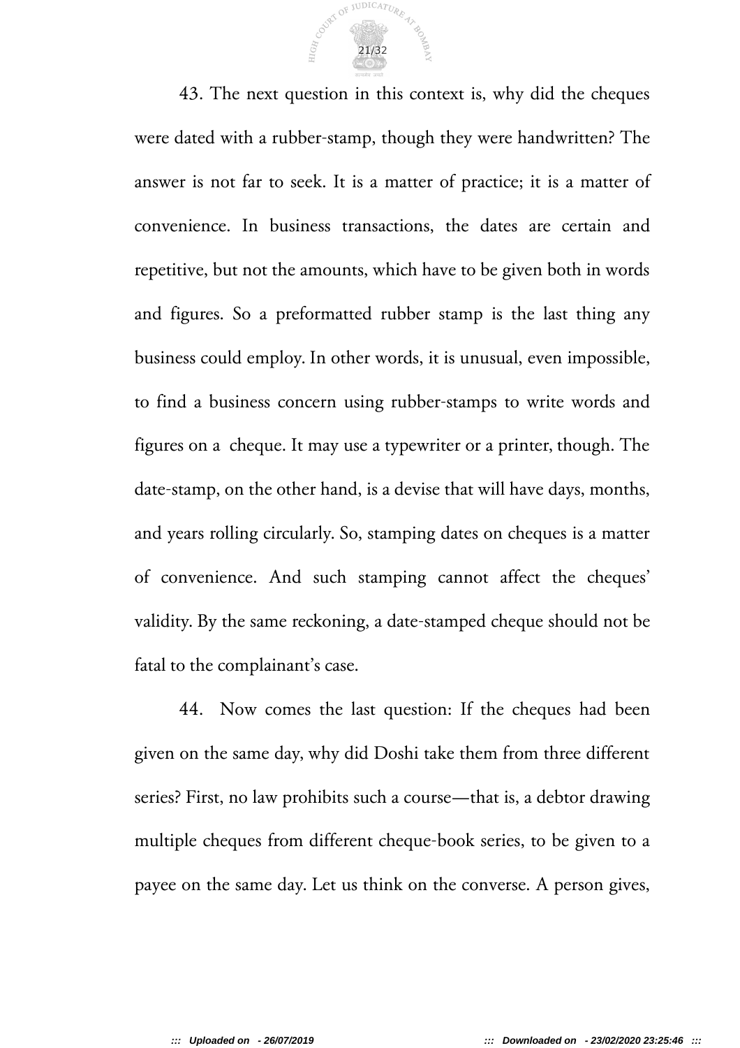43. The next question in this context is, why did the cheques were dated with a rubber-stamp, though they were handwritten? The answer is not far to seek. It is a matter of practice; it is a matter of convenience. In business transactions, the dates are certain and repetitive, but not the amounts, which have to be given both in words and figures. So a preformatted rubber stamp is the last thing any business could employ. In other words, it is unusual, even impossible, to find a business concern using rubber-stamps to write words and figures on a cheque. It may use a typewriter or a printer, though. The date-stamp, on the other hand, is a devise that will have days, months, and years rolling circularly. So, stamping dates on cheques is a matter of convenience. And such stamping cannot affect the cheques' validity. By the same reckoning, a date-stamped cheque should not be fatal to the complainant's case.

44. Now comes the last question: If the cheques had been given on the same day, why did Doshi take them from three different series? First, no law prohibits such a course—that is, a debtor drawing multiple cheques from different cheque-book series, to be given to a payee on the same day. Let us think on the converse. A person gives,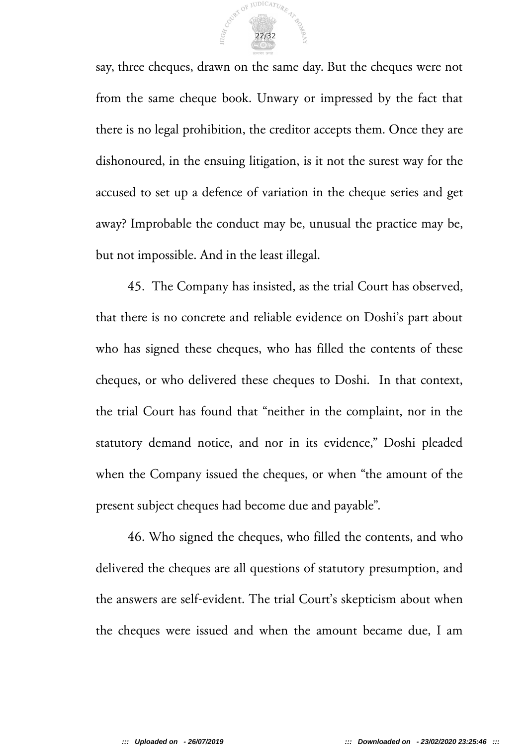say, three cheques, drawn on the same day. But the cheques were not from the same cheque book. Unwary or impressed by the fact that there is no legal prohibition, the creditor accepts them. Once they are dishonoured, in the ensuing litigation, is it not the surest way for the accused to set up a defence of variation in the cheque series and get away? Improbable the conduct may be, unusual the practice may be, but not impossible. And in the least illegal.

45. The Company has insisted, as the trial Court has observed, that there is no concrete and reliable evidence on Doshi's part about who has signed these cheques, who has filled the contents of these cheques, or who delivered these cheques to Doshi. In that context, the trial Court has found that "neither in the complaint, nor in the statutory demand notice, and nor in its evidence," Doshi pleaded when the Company issued the cheques, or when "the amount of the present subject cheques had become due and payable".

46. Who signed the cheques, who filled the contents, and who delivered the cheques are all questions of statutory presumption, and the answers are self-evident. The trial Court's skepticism about when the cheques were issued and when the amount became due, I am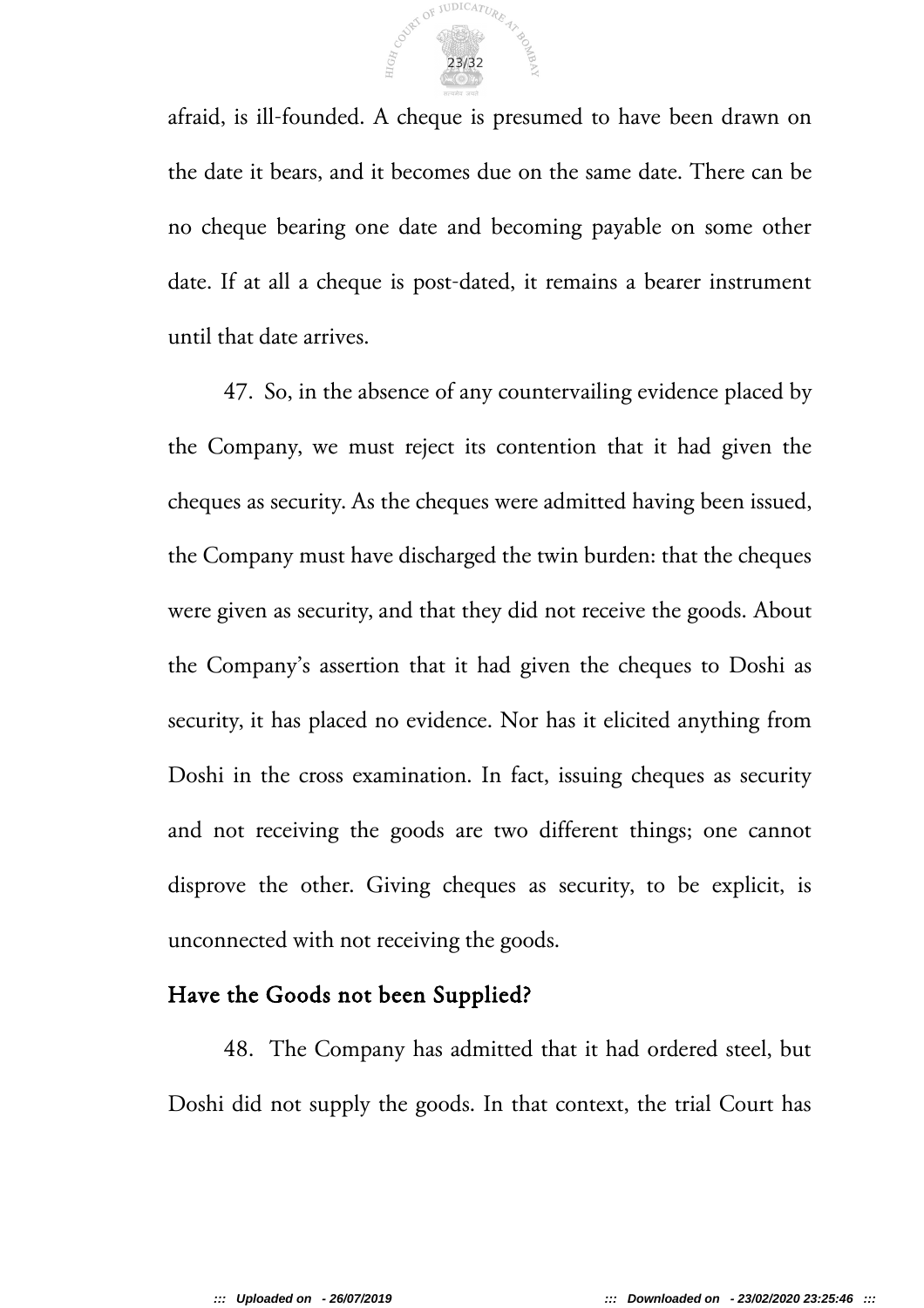afraid, is ill-founded. A cheque is presumed to have been drawn on the date it bears, and it becomes due on the same date. There can be no cheque bearing one date and becoming payable on some other date. If at all a cheque is post-dated, it remains a bearer instrument until that date arrives.

47. So, in the absence of any countervailing evidence placed by the Company, we must reject its contention that it had given the cheques as security. As the cheques were admitted having been issued, the Company must have discharged the twin burden: that the cheques were given as security, and that they did not receive the goods. About the Company's assertion that it had given the cheques to Doshi as security, it has placed no evidence. Nor has it elicited anything from Doshi in the cross examination. In fact, issuing cheques as security and not receiving the goods are two different things; one cannot disprove the other. Giving cheques as security, to be explicit, is unconnected with not receiving the goods.

## Have the Goods not been Supplied?

48. The Company has admitted that it had ordered steel, but Doshi did not supply the goods. In that context, the trial Court has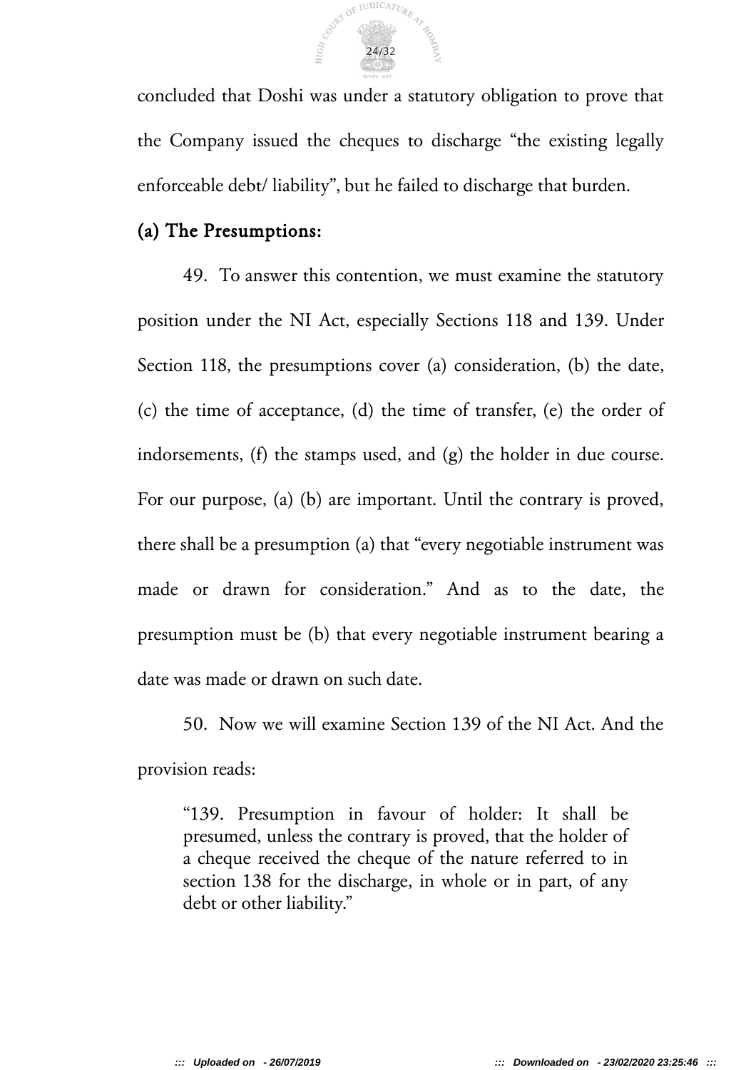concluded that Doshi was under a statutory obligation to prove that the Company issued the cheques to discharge "the existing legally enforceable debt/ liability", but he failed to discharge that burden.

### (a) The Presumptions:

49. To answer this contention, we must examine the statutory position under the NI Act, especially Sections 118 and 139. Under Section 118, the presumptions cover (a) consideration, (b) the date, (c) the time of acceptance, (d) the time of transfer, (e) the order of indorsements, (f) the stamps used, and (g) the holder in due course. For our purpose, (a) (b) are important. Until the contrary is proved, there shall be a presumption (a) that "every negotiable instrument was made or drawn for consideration." And as to the date, the presumption must be (b) that every negotiable instrument bearing a date was made or drawn on such date.

50. Now we will examine Section 139 of the NI Act. And the provision reads:

> "139. Presumption in favour of holder: It shall be presumed, unless the contrary is proved, that the holder of a cheque received the cheque of the nature referred to in section 138 for the discharge, in whole or in part, of any debt or other liability."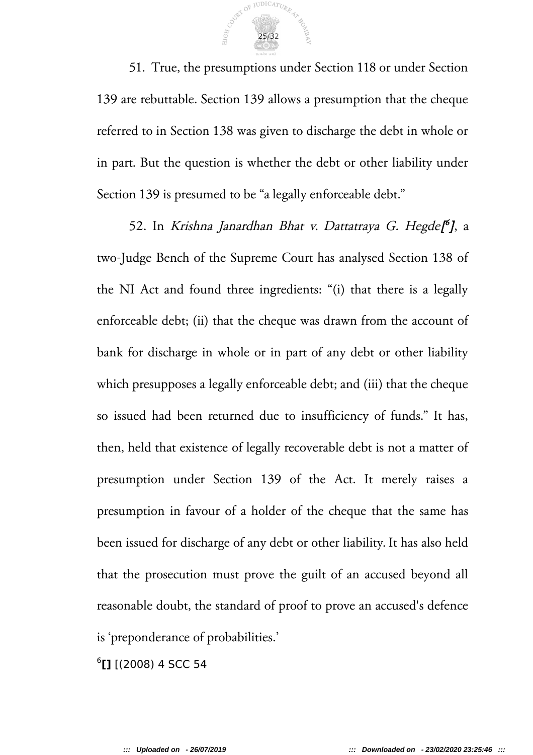51. True, the presumptions under Section 118 or under Section 139 are rebuttable. Section 139 allows a presumption that the cheque referred to in Section 138 was given to discharge the debt in whole or in part. But the question is whether the debt or other liability under Section 139 is presumed to be "a legally enforceable debt."

52. In *Krishna Janardhan Bhat v. Dattatraya G. Hegde[6]*, a two-Judge Bench of the Supreme Court has analysed Section 138 of the NI Act and found three ingredients: "(i) that there is a legally enforceable debt; (ii) that the cheque was drawn from the account of bank for discharge in whole or in part of any debt or other liability which presupposes a legally enforceable debt; and (iii) that the cheque so issued had been returned due to insufficiency of funds." It has, then, held that existence of legally recoverable debt is not a matter of presumption under Section 139 of the Act. It merely raises a presumption in favour of a holder of the cheque that the same has been issued for discharge of any debt or other liability. It has also held that the prosecution must prove the guilt of an accused beyond all reasonable doubt, the standard of proof to prove an accused's defence is 'preponderance of probabilities.'

[6]**[]** [(2008) 4 SCC 54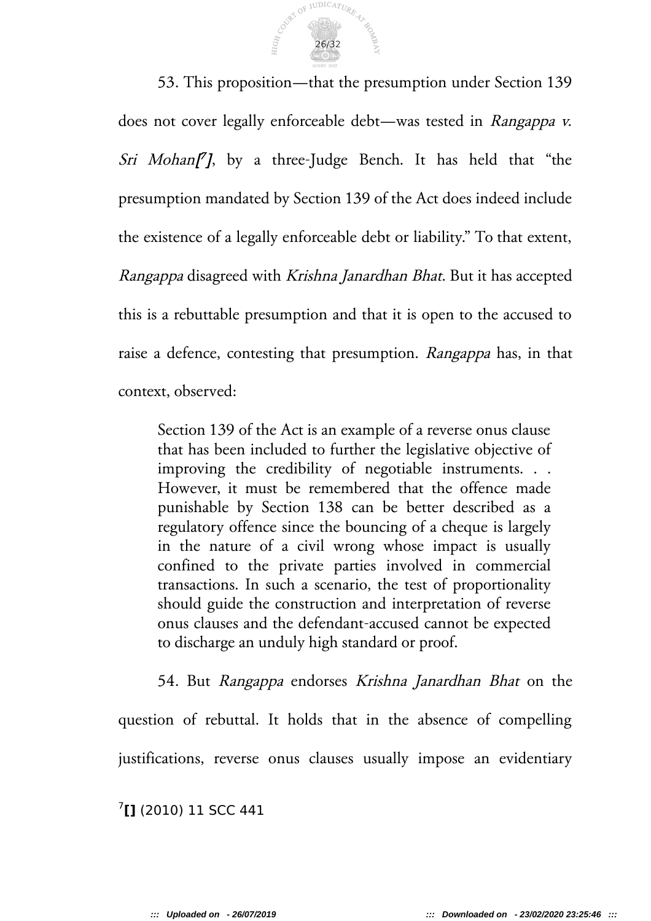53. This proposition—that the presumption under Section 139 does not cover legally enforceable debt—was tested in *Rangappa v. Sri Mohan*[7], by a three-Judge Bench. It has held that "the presumption mandated by Section 139 of the Act does indeed include the existence of a legally enforceable debt or liability." To that extent, *Rangappa* disagreed with *Krishna Janardhan Bhat*. But it has accepted this is a rebuttable presumption and that it is open to the accused to raise a defence, contesting that presumption. *Rangappa* has, in that context, observed:

> Section 139 of the Act is an example of a reverse onus clause that has been included to further the legislative objective of improving the credibility of negotiable instruments. . . However, it must be remembered that the offence made punishable by Section 138 can be better described as a regulatory offence since the bouncing of a cheque is largely in the nature of a civil wrong whose impact is usually confined to the private parties involved in commercial transactions. In such a scenario, the test of proportionality should guide the construction and interpretation of reverse onus clauses and the defendant-accused cannot be expected to discharge an unduly high standard or proof.

54. But *Rangappa* endorses *Krishna Janardhan Bhat* on the question of rebuttal. It holds that in the absence of compelling justifications, reverse onus clauses usually impose an evidentiary

[7] (2010) 11 SCC 441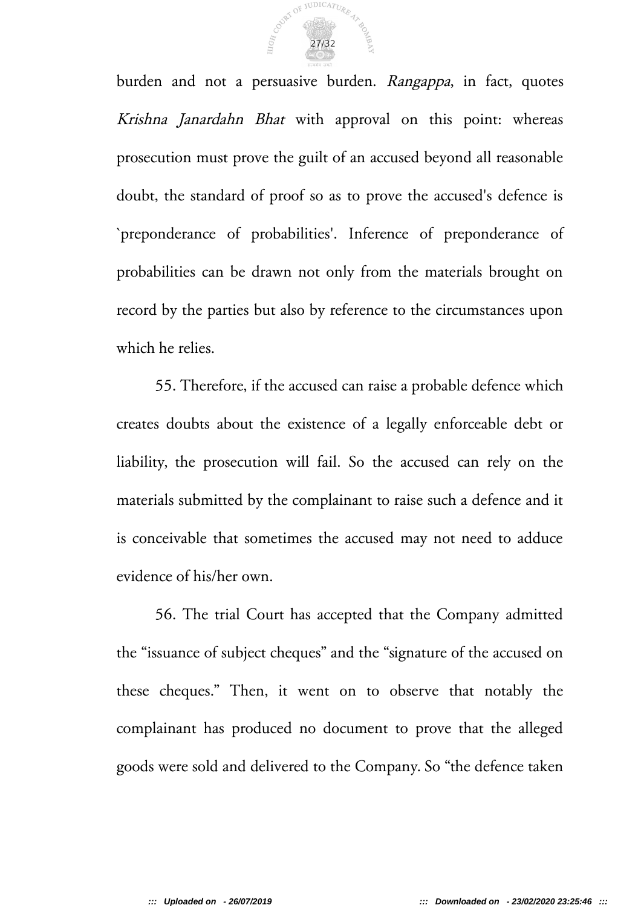burden and not a persuasive burden. *Rangappa*, in fact, quotes *Krishna Janardahn Bhat* with approval on this point: whereas prosecution must prove the guilt of an accused beyond all reasonable doubt, the standard of proof so as to prove the accused's defence is `preponderance of probabilities'. Inference of preponderance of probabilities can be drawn not only from the materials brought on record by the parties but also by reference to the circumstances upon which he relies.

55. Therefore, if the accused can raise a probable defence which creates doubts about the existence of a legally enforceable debt or liability, the prosecution will fail. So the accused can rely on the materials submitted by the complainant to raise such a defence and it is conceivable that sometimes the accused may not need to adduce evidence of his/her own.

56. The trial Court has accepted that the Company admitted the "issuance of subject cheques" and the "signature of the accused on these cheques." Then, it went on to observe that notably the complainant has produced no document to prove that the alleged goods were sold and delivered to the Company. So "the defence taken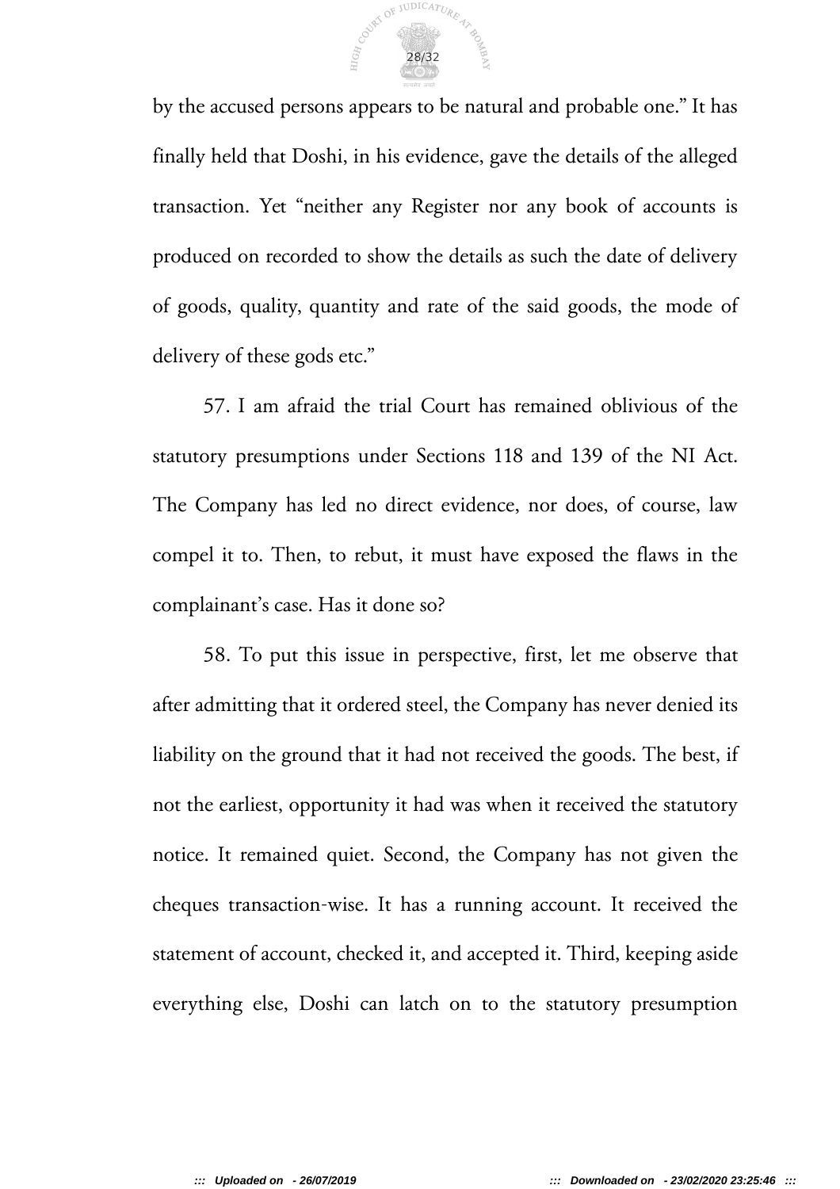by the accused persons appears to be natural and probable one." It has finally held that Doshi, in his evidence, gave the details of the alleged transaction. Yet "neither any Register nor any book of accounts is produced on recorded to show the details as such the date of delivery of goods, quality, quantity and rate of the said goods, the mode of delivery of these gods etc."

57. I am afraid the trial Court has remained oblivious of the statutory presumptions under Sections 118 and 139 of the NI Act. The Company has led no direct evidence, nor does, of course, law compel it to. Then, to rebut, it must have exposed the flaws in the complainant's case. Has it done so?

58. To put this issue in perspective, first, let me observe that after admitting that it ordered steel, the Company has never denied its liability on the ground that it had not received the goods. The best, if not the earliest, opportunity it had was when it received the statutory notice. It remained quiet. Second, the Company has not given the cheques transaction-wise. It has a running account. It received the statement of account, checked it, and accepted it. Third, keeping aside everything else, Doshi can latch on to the statutory presumption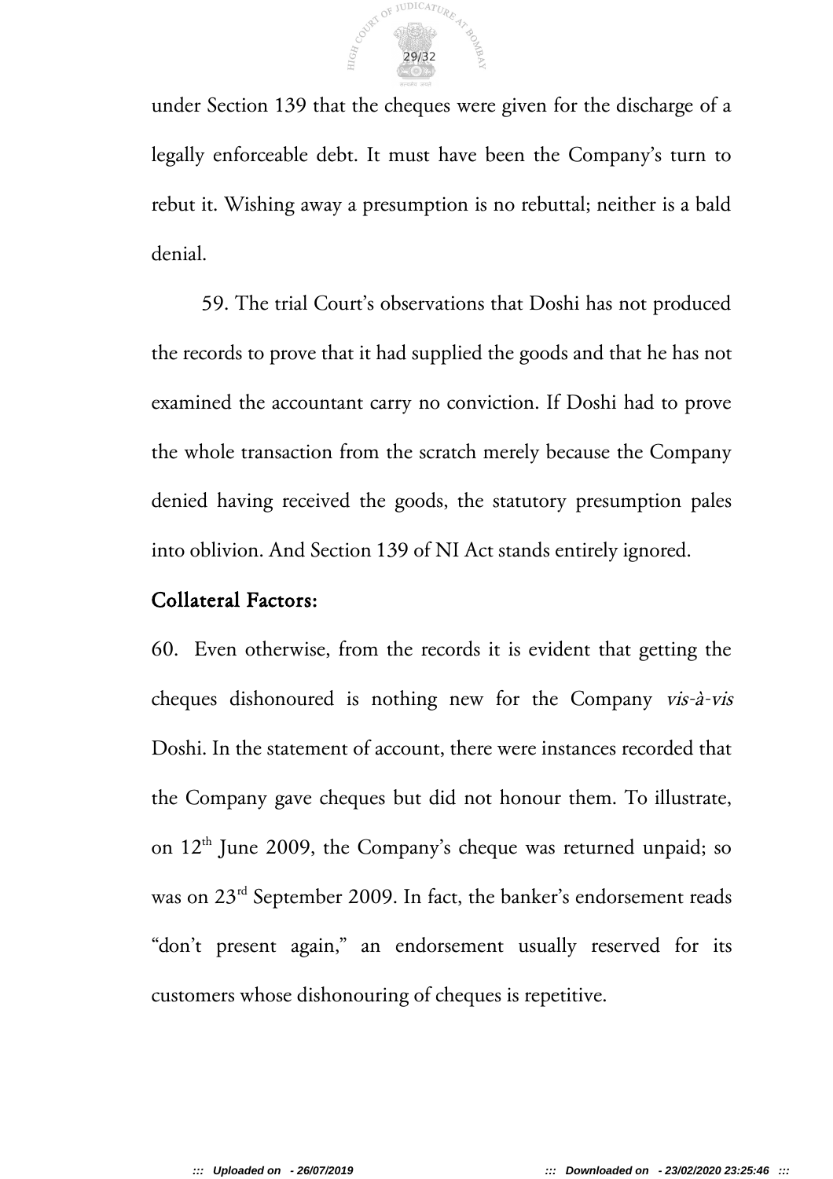under Section 139 that the cheques were given for the discharge of a legally enforceable debt. It must have been the Company's turn to rebut it. Wishing away a presumption is no rebuttal; neither is a bald denial.

59. The trial Court's observations that Doshi has not produced the records to prove that it had supplied the goods and that he has not examined the accountant carry no conviction. If Doshi had to prove the whole transaction from the scratch merely because the Company denied having received the goods, the statutory presumption pales into oblivion. And Section 139 of NI Act stands entirely ignored.

## Collateral Factors:

60. Even otherwise, from the records it is evident that getting the cheques dishonoured is nothing new for the Company *vis-à-vis* Doshi. In the statement of account, there were instances recorded that the Company gave cheques but did not honour them. To illustrate, on 12th June 2009, the Company's cheque was returned unpaid; so was on 23rd September 2009. In fact, the banker's endorsement reads "don't present again," an endorsement usually reserved for its customers whose dishonouring of cheques is repetitive.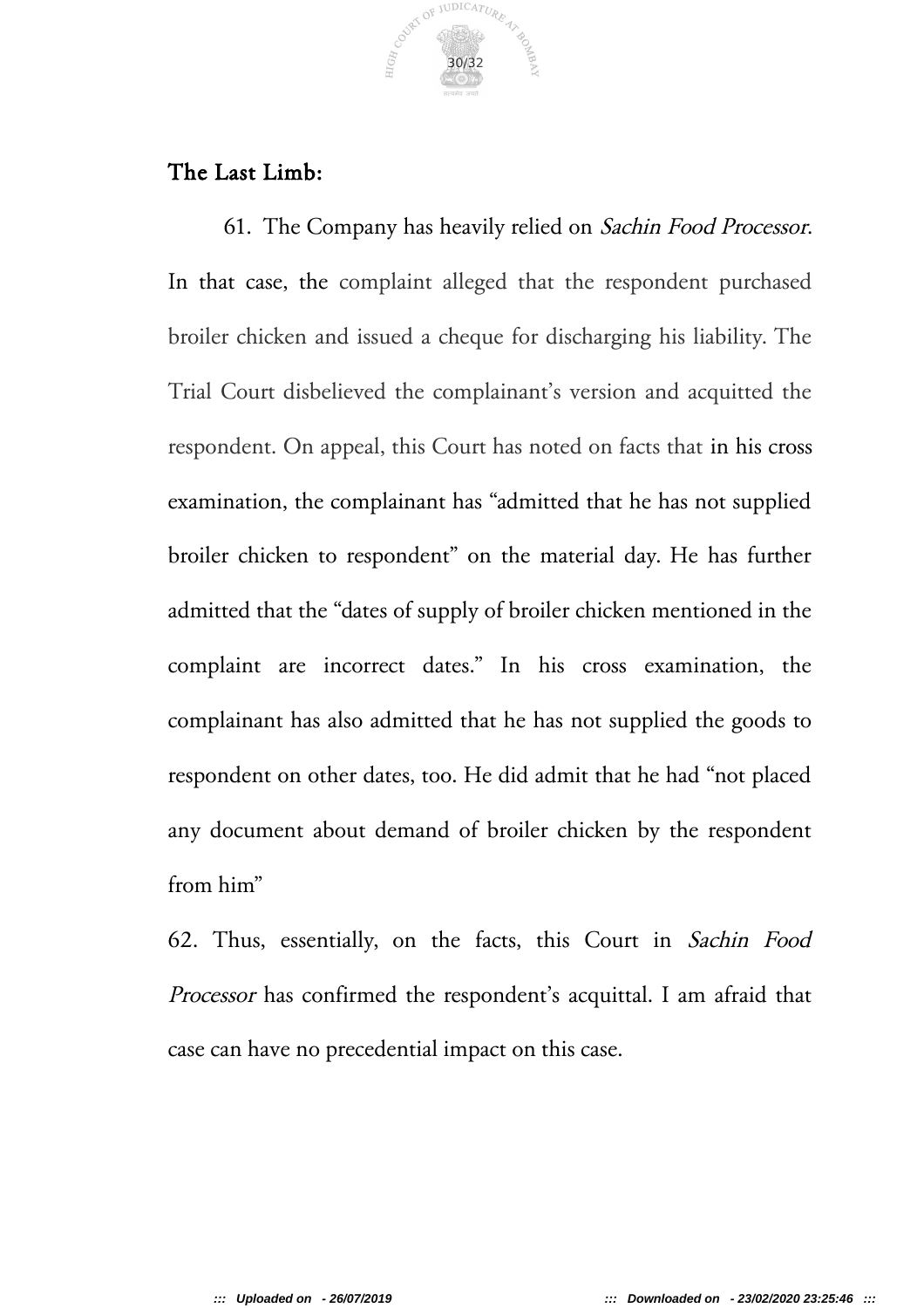## The Last Limb:

61. The Company has heavily relied on *Sachin Food Processor*. In that case, the complaint alleged that the respondent purchased broiler chicken and issued a cheque for discharging his liability. The Trial Court disbelieved the complainant's version and acquitted the respondent. On appeal, this Court has noted on facts that in his cross examination, the complainant has "admitted that he has not supplied broiler chicken to respondent" on the material day. He has further admitted that the "dates of supply of broiler chicken mentioned in the complaint are incorrect dates." In his cross examination, the complainant has also admitted that he has not supplied the goods to respondent on other dates, too. He did admit that he had "not placed any document about demand of broiler chicken by the respondent from him"

62. Thus, essentially, on the facts, this Court in *Sachin Food Processor* has confirmed the respondent's acquittal. I am afraid that case can have no precedential impact on this case.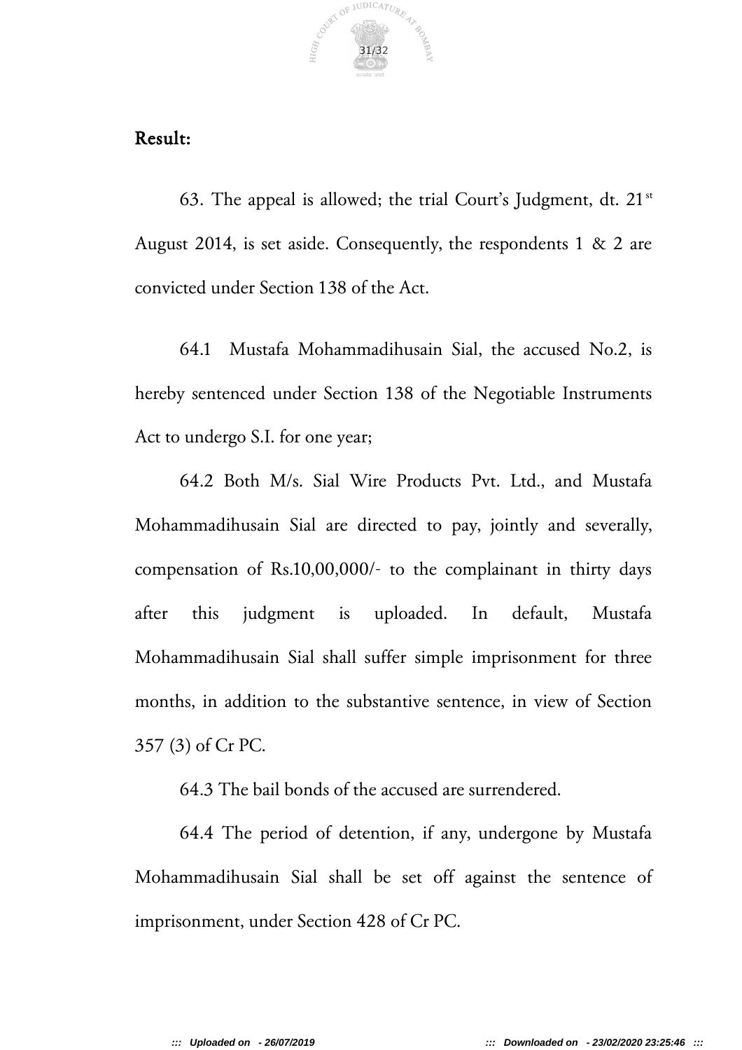**Result:**

63. The appeal is allowed; the trial Court's Judgment, dt. 21[st] August 2014, is set aside. Consequently, the respondents 1 & 2 are convicted under Section 138 of the Act.

64.1 Mustafa Mohammadihusain Sial, the accused No.2, is hereby sentenced under Section 138 of the Negotiable Instruments Act to undergo S.I. for one year;

64.2 Both M/s. Sial Wire Products Pvt. Ltd., and Mustafa Mohammadihusain Sial are directed to pay, jointly and severally, compensation of Rs.10,00,000/- to the complainant in thirty days after this judgment is uploaded. In default, Mustafa Mohammadihusain Sial shall suffer simple imprisonment for three months, in addition to the substantive sentence, in view of Section 357 (3) of Cr PC.

64.3 The bail bonds of the accused are surrendered.

64.4 The period of detention, if any, undergone by Mustafa Mohammadihusain Sial shall be set off against the sentence of imprisonment, under Section 428 of Cr PC.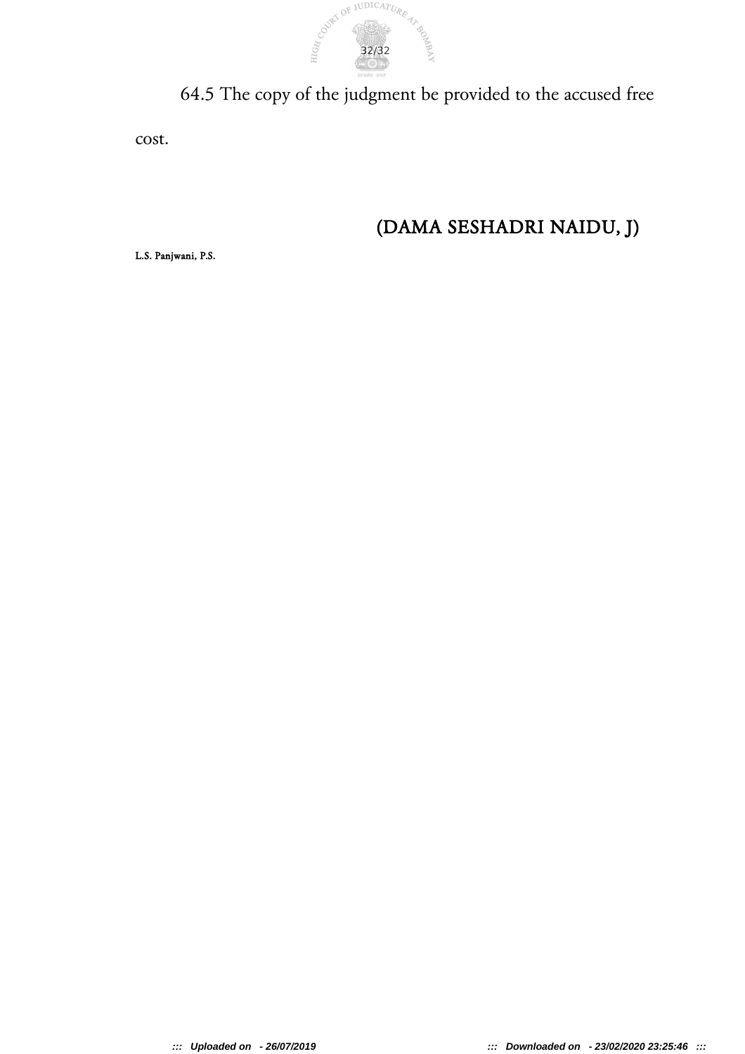64.5 The copy of the judgment be provided to the accused free cost.

(DAMA SESHADRI NAIDU, J)

L.S. Panjwani, P.S.